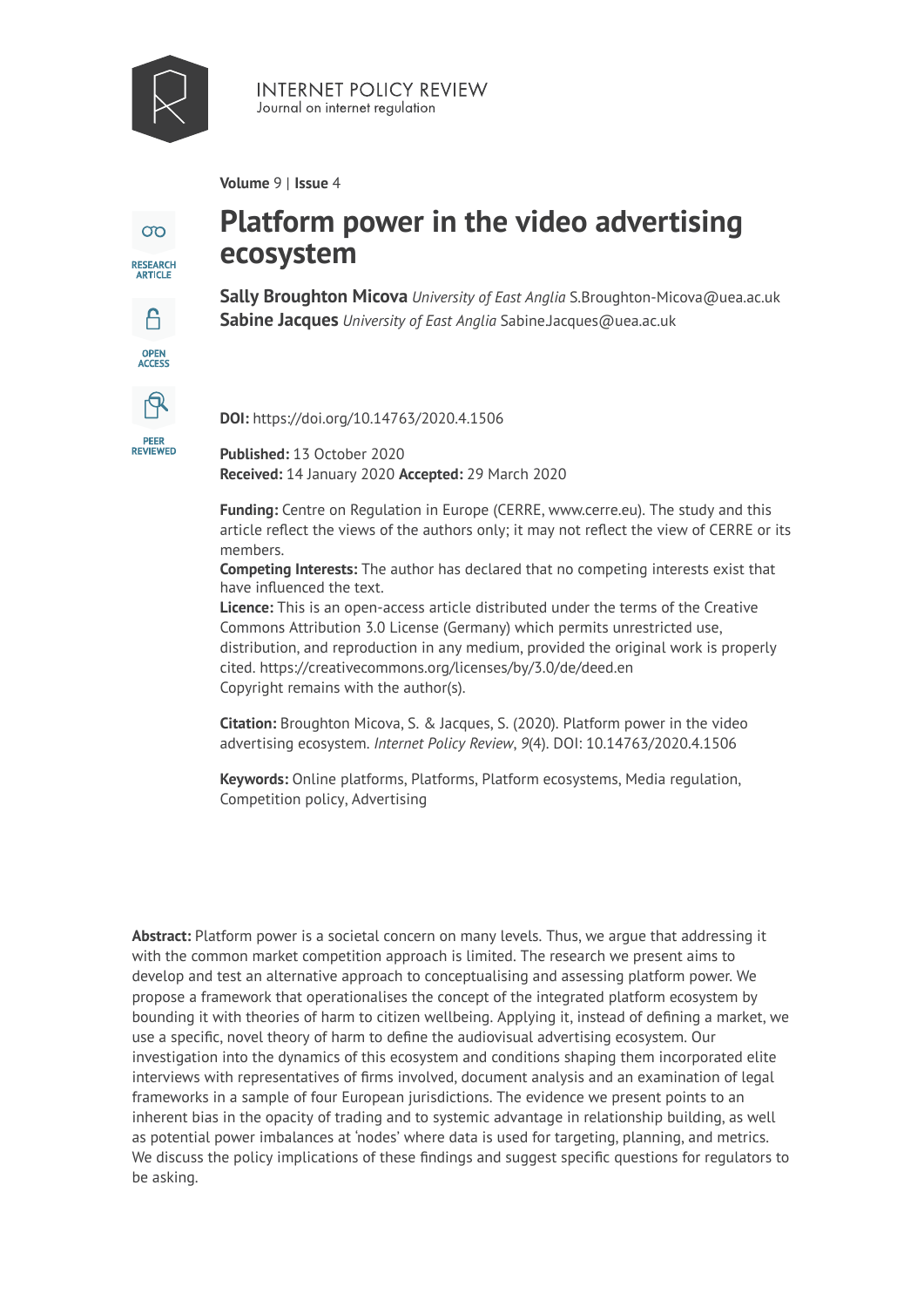INTERNET POLICY REVIEW
Journal on internet regulation

**Volume** 9 | **Issue** 4

RESEARCH ARTICLE

OPEN ACCESS

PEER REVIEWED

# Platform power in the video advertising ecosystem

**Sally Broughton Micova** *University of East Anglia* S.Broughton-Micova@uea.ac.uk
**Sabine Jacques** *University of East Anglia* Sabine.Jacques@uea.ac.uk

**DOI:** https://doi.org/10.14763/2020.4.1506

**Published:** 13 October 2020
**Received:** 14 January 2020 **Accepted:** 29 March 2020

**Funding:** Centre on Regulation in Europe (CERRE, www.cerre.eu). The study and this article reflect the views of the authors only; it may not reflect the view of CERRE or its members.
**Competing Interests:** The author has declared that no competing interests exist that have influenced the text.
**Licence:** This is an open-access article distributed under the terms of the Creative Commons Attribution 3.0 License (Germany) which permits unrestricted use, distribution, and reproduction in any medium, provided the original work is properly cited. https://creativecommons.org/licenses/by/3.0/de/deed.en
Copyright remains with the author(s).

**Citation:** Broughton Micova, S. & Jacques, S. (2020). Platform power in the video advertising ecosystem. *Internet Policy Review*, *9*(4). DOI: 10.14763/2020.4.1506

**Keywords:** Online platforms, Platforms, Platform ecosystems, Media regulation, Competition policy, Advertising

**Abstract:** Platform power is a societal concern on many levels. Thus, we argue that addressing it with the common market competition approach is limited. The research we present aims to develop and test an alternative approach to conceptualising and assessing platform power. We propose a framework that operationalises the concept of the integrated platform ecosystem by bounding it with theories of harm to citizen wellbeing. Applying it, instead of defining a market, we use a specific, novel theory of harm to define the audiovisual advertising ecosystem. Our investigation into the dynamics of this ecosystem and conditions shaping them incorporated elite interviews with representatives of firms involved, document analysis and an examination of legal frameworks in a sample of four European jurisdictions. The evidence we present points to an inherent bias in the opacity of trading and to systemic advantage in relationship building, as well as potential power imbalances at 'nodes' where data is used for targeting, planning, and metrics. We discuss the policy implications of these findings and suggest specific questions for regulators to be asking.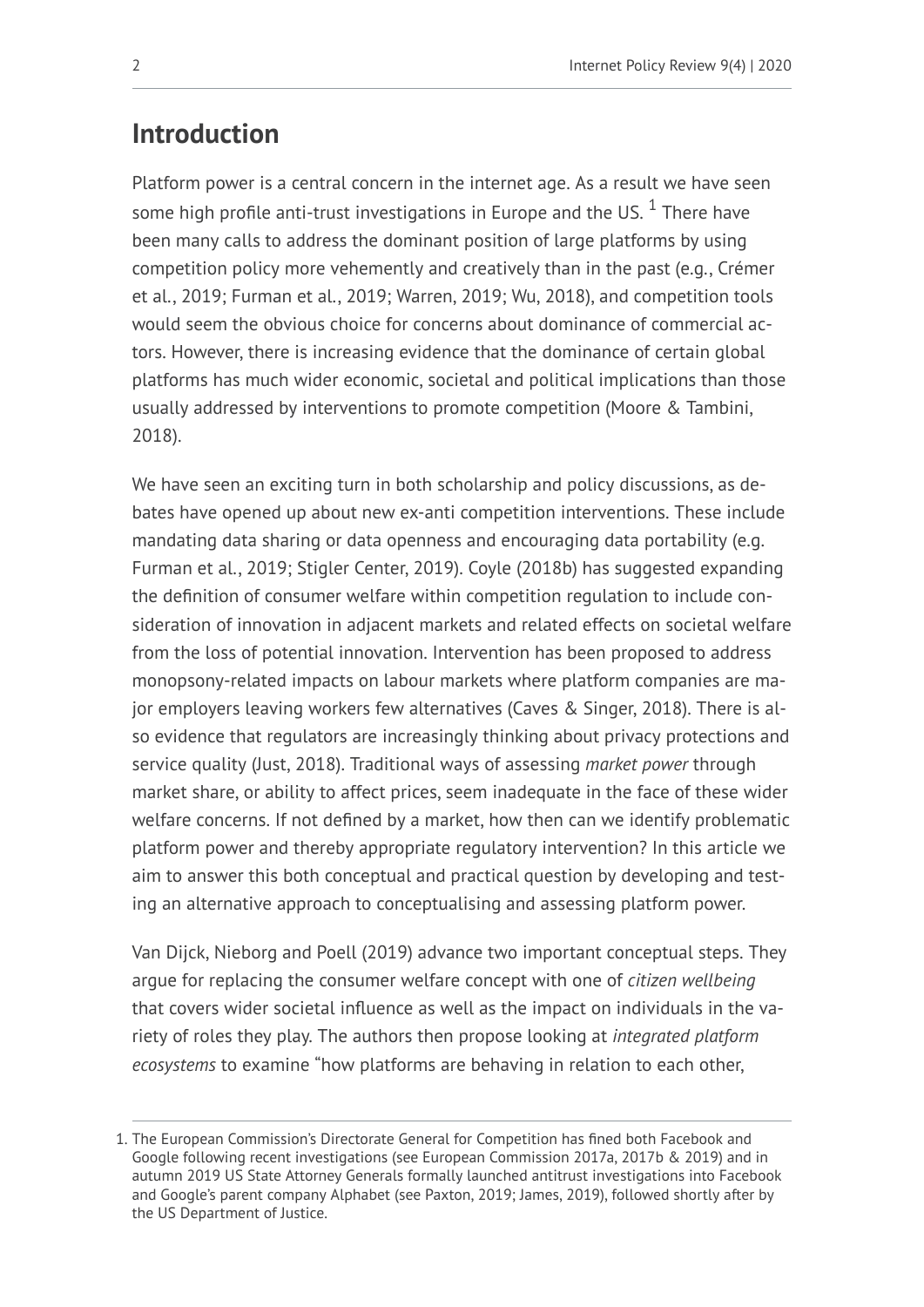## Introduction

Platform power is a central concern in the internet age. As a result we have seen some high profile anti-trust investigations in Europe and the US. [1] There have been many calls to address the dominant position of large platforms by using competition policy more vehemently and creatively than in the past (e.g., Crémer et al., 2019; Furman et al., 2019; Warren, 2019; Wu, 2018), and competition tools would seem the obvious choice for concerns about dominance of commercial actors. However, there is increasing evidence that the dominance of certain global platforms has much wider economic, societal and political implications than those usually addressed by interventions to promote competition (Moore & Tambini, 2018).

We have seen an exciting turn in both scholarship and policy discussions, as debates have opened up about new ex-anti competition interventions. These include mandating data sharing or data openness and encouraging data portability (e.g. Furman et al., 2019; Stigler Center, 2019). Coyle (2018b) has suggested expanding the definition of consumer welfare within competition regulation to include consideration of innovation in adjacent markets and related effects on societal welfare from the loss of potential innovation. Intervention has been proposed to address monopsony-related impacts on labour markets where platform companies are major employers leaving workers few alternatives (Caves & Singer, 2018). There is also evidence that regulators are increasingly thinking about privacy protections and service quality (Just, 2018). Traditional ways of assessing *market power* through market share, or ability to affect prices, seem inadequate in the face of these wider welfare concerns. If not defined by a market, how then can we identify problematic platform power and thereby appropriate regulatory intervention? In this article we aim to answer this both conceptual and practical question by developing and testing an alternative approach to conceptualising and assessing platform power.

Van Dijck, Nieborg and Poell (2019) advance two important conceptual steps. They argue for replacing the consumer welfare concept with one of *citizen wellbeing* that covers wider societal influence as well as the impact on individuals in the variety of roles they play. The authors then propose looking at *integrated platform ecosystems* to examine "how platforms are behaving in relation to each other,

1. The European Commission's Directorate General for Competition has fined both Facebook and Google following recent investigations (see European Commission 2017a, 2017b & 2019) and in autumn 2019 US State Attorney Generals formally launched antitrust investigations into Facebook and Google's parent company Alphabet (see Paxton, 2019; James, 2019), followed shortly after by the US Department of Justice.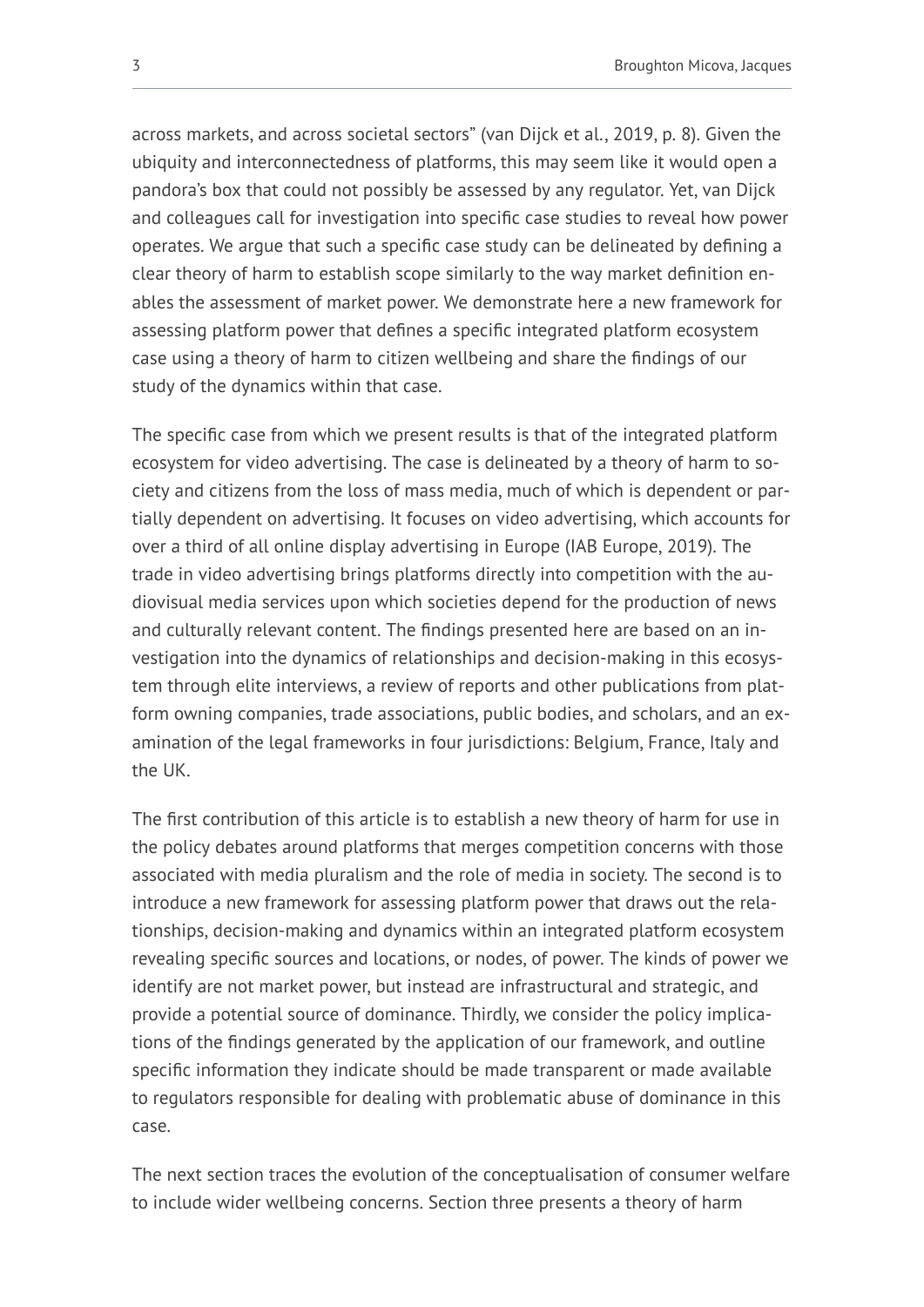across markets, and across societal sectors" (van Dijck et al., 2019, p. 8). Given the ubiquity and interconnectedness of platforms, this may seem like it would open a pandora's box that could not possibly be assessed by any regulator. Yet, van Dijck and colleagues call for investigation into specific case studies to reveal how power operates. We argue that such a specific case study can be delineated by defining a clear theory of harm to establish scope similarly to the way market definition enables the assessment of market power. We demonstrate here a new framework for assessing platform power that defines a specific integrated platform ecosystem case using a theory of harm to citizen wellbeing and share the findings of our study of the dynamics within that case.

The specific case from which we present results is that of the integrated platform ecosystem for video advertising. The case is delineated by a theory of harm to society and citizens from the loss of mass media, much of which is dependent or partially dependent on advertising. It focuses on video advertising, which accounts for over a third of all online display advertising in Europe (IAB Europe, 2019). The trade in video advertising brings platforms directly into competition with the audiovisual media services upon which societies depend for the production of news and culturally relevant content. The findings presented here are based on an investigation into the dynamics of relationships and decision-making in this ecosystem through elite interviews, a review of reports and other publications from platform owning companies, trade associations, public bodies, and scholars, and an examination of the legal frameworks in four jurisdictions: Belgium, France, Italy and the UK.

The first contribution of this article is to establish a new theory of harm for use in the policy debates around platforms that merges competition concerns with those associated with media pluralism and the role of media in society. The second is to introduce a new framework for assessing platform power that draws out the relationships, decision-making and dynamics within an integrated platform ecosystem revealing specific sources and locations, or nodes, of power. The kinds of power we identify are not market power, but instead are infrastructural and strategic, and provide a potential source of dominance. Thirdly, we consider the policy implications of the findings generated by the application of our framework, and outline specific information they indicate should be made transparent or made available to regulators responsible for dealing with problematic abuse of dominance in this case.

The next section traces the evolution of the conceptualisation of consumer welfare to include wider wellbeing concerns. Section three presents a theory of harm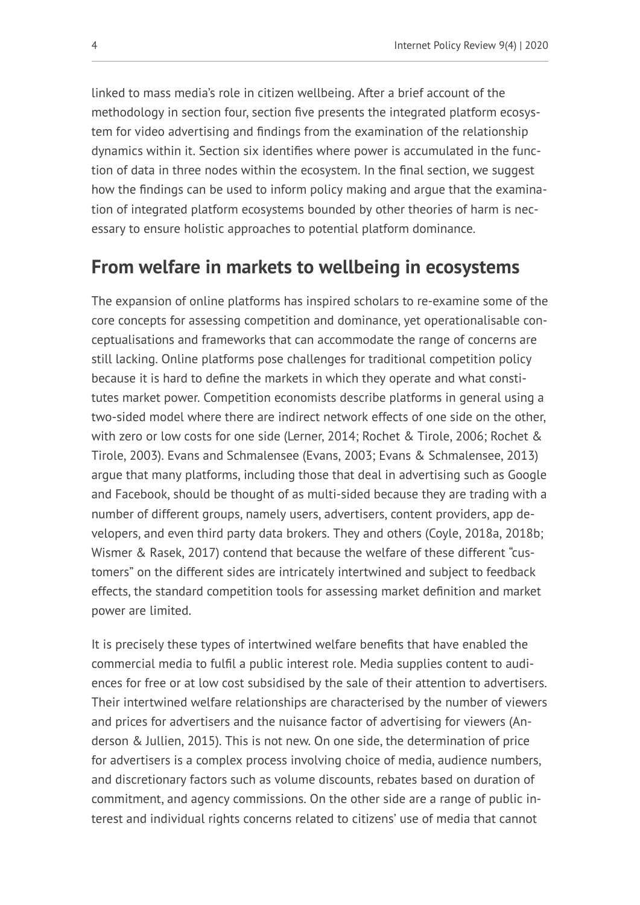linked to mass media's role in citizen wellbeing. After a brief account of the methodology in section four, section five presents the integrated platform ecosystem for video advertising and findings from the examination of the relationship dynamics within it. Section six identifies where power is accumulated in the function of data in three nodes within the ecosystem. In the final section, we suggest how the findings can be used to inform policy making and argue that the examination of integrated platform ecosystems bounded by other theories of harm is necessary to ensure holistic approaches to potential platform dominance.

## From welfare in markets to wellbeing in ecosystems

The expansion of online platforms has inspired scholars to re-examine some of the core concepts for assessing competition and dominance, yet operationalisable conceptualisations and frameworks that can accommodate the range of concerns are still lacking. Online platforms pose challenges for traditional competition policy because it is hard to define the markets in which they operate and what constitutes market power. Competition economists describe platforms in general using a two-sided model where there are indirect network effects of one side on the other, with zero or low costs for one side (Lerner, 2014; Rochet & Tirole, 2006; Rochet & Tirole, 2003). Evans and Schmalensee (Evans, 2003; Evans & Schmalensee, 2013) argue that many platforms, including those that deal in advertising such as Google and Facebook, should be thought of as multi-sided because they are trading with a number of different groups, namely users, advertisers, content providers, app developers, and even third party data brokers. They and others (Coyle, 2018a, 2018b; Wismer & Rasek, 2017) contend that because the welfare of these different "customers" on the different sides are intricately intertwined and subject to feedback effects, the standard competition tools for assessing market definition and market power are limited.

It is precisely these types of intertwined welfare benefits that have enabled the commercial media to fulfil a public interest role. Media supplies content to audiences for free or at low cost subsidised by the sale of their attention to advertisers. Their intertwined welfare relationships are characterised by the number of viewers and prices for advertisers and the nuisance factor of advertising for viewers (Anderson & Jullien, 2015). This is not new. On one side, the determination of price for advertisers is a complex process involving choice of media, audience numbers, and discretionary factors such as volume discounts, rebates based on duration of commitment, and agency commissions. On the other side are a range of public interest and individual rights concerns related to citizens' use of media that cannot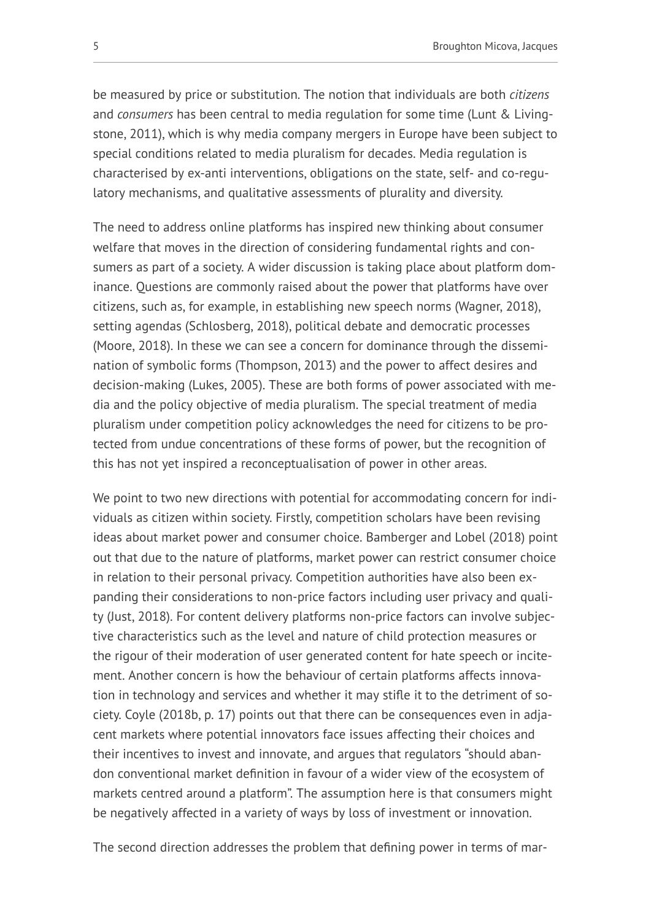be measured by price or substitution. The notion that individuals are both *citizens* and *consumers* has been central to media regulation for some time (Lunt & Livingstone, 2011), which is why media company mergers in Europe have been subject to special conditions related to media pluralism for decades. Media regulation is characterised by ex-anti interventions, obligations on the state, self- and co-regulatory mechanisms, and qualitative assessments of plurality and diversity.

The need to address online platforms has inspired new thinking about consumer welfare that moves in the direction of considering fundamental rights and consumers as part of a society. A wider discussion is taking place about platform dominance. Questions are commonly raised about the power that platforms have over citizens, such as, for example, in establishing new speech norms (Wagner, 2018), setting agendas (Schlosberg, 2018), political debate and democratic processes (Moore, 2018). In these we can see a concern for dominance through the dissemination of symbolic forms (Thompson, 2013) and the power to affect desires and decision-making (Lukes, 2005). These are both forms of power associated with media and the policy objective of media pluralism. The special treatment of media pluralism under competition policy acknowledges the need for citizens to be protected from undue concentrations of these forms of power, but the recognition of this has not yet inspired a reconceptualisation of power in other areas.

We point to two new directions with potential for accommodating concern for individuals as citizen within society. Firstly, competition scholars have been revising ideas about market power and consumer choice. Bamberger and Lobel (2018) point out that due to the nature of platforms, market power can restrict consumer choice in relation to their personal privacy. Competition authorities have also been expanding their considerations to non-price factors including user privacy and quality (Just, 2018). For content delivery platforms non-price factors can involve subjective characteristics such as the level and nature of child protection measures or the rigour of their moderation of user generated content for hate speech or incitement. Another concern is how the behaviour of certain platforms affects innovation in technology and services and whether it may stifle it to the detriment of society. Coyle (2018b, p. 17) points out that there can be consequences even in adjacent markets where potential innovators face issues affecting their choices and their incentives to invest and innovate, and argues that regulators "should abandon conventional market definition in favour of a wider view of the ecosystem of markets centred around a platform". The assumption here is that consumers might be negatively affected in a variety of ways by loss of investment or innovation.

The second direction addresses the problem that defining power in terms of mar-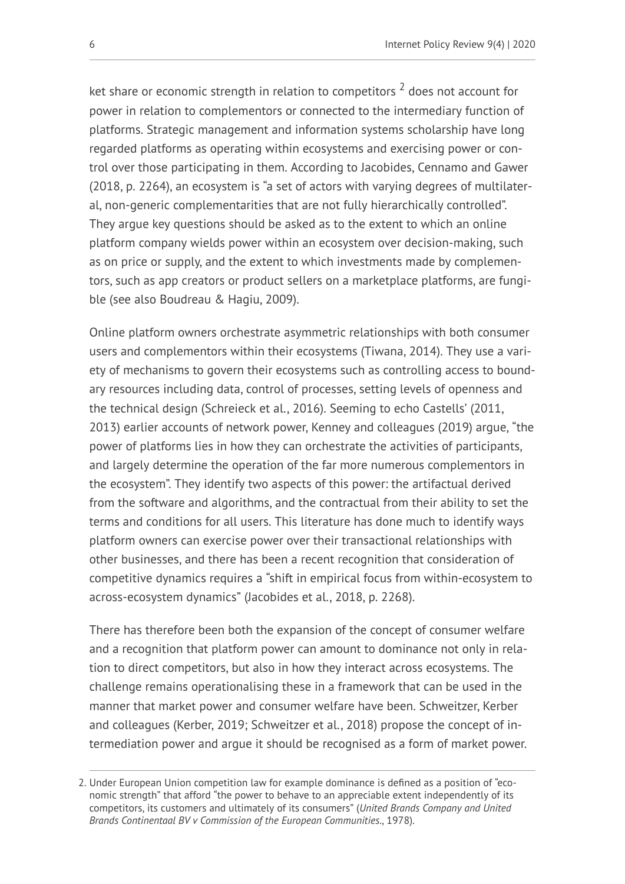ket share or economic strength in relation to competitors [2] does not account for power in relation to complementors or connected to the intermediary function of platforms. Strategic management and information systems scholarship have long regarded platforms as operating within ecosystems and exercising power or control over those participating in them. According to Jacobides, Cennamo and Gawer (2018, p. 2264), an ecosystem is "a set of actors with varying degrees of multilateral, non-generic complementarities that are not fully hierarchically controlled". They argue key questions should be asked as to the extent to which an online platform company wields power within an ecosystem over decision-making, such as on price or supply, and the extent to which investments made by complementors, such as app creators or product sellers on a marketplace platforms, are fungible (see also Boudreau & Hagiu, 2009).

Online platform owners orchestrate asymmetric relationships with both consumer users and complementors within their ecosystems (Tiwana, 2014). They use a variety of mechanisms to govern their ecosystems such as controlling access to boundary resources including data, control of processes, setting levels of openness and the technical design (Schreieck et al., 2016). Seeming to echo Castells' (2011, 2013) earlier accounts of network power, Kenney and colleagues (2019) argue, "the power of platforms lies in how they can orchestrate the activities of participants, and largely determine the operation of the far more numerous complementors in the ecosystem". They identify two aspects of this power: the artifactual derived from the software and algorithms, and the contractual from their ability to set the terms and conditions for all users. This literature has done much to identify ways platform owners can exercise power over their transactional relationships with other businesses, and there has been a recent recognition that consideration of competitive dynamics requires a "shift in empirical focus from within-ecosystem to across-ecosystem dynamics" (Jacobides et al., 2018, p. 2268).

There has therefore been both the expansion of the concept of consumer welfare and a recognition that platform power can amount to dominance not only in relation to direct competitors, but also in how they interact across ecosystems. The challenge remains operationalising these in a framework that can be used in the manner that market power and consumer welfare have been. Schweitzer, Kerber and colleagues (Kerber, 2019; Schweitzer et al., 2018) propose the concept of intermediation power and argue it should be recognised as a form of market power.

2. Under European Union competition law for example dominance is defined as a position of "economic strength" that afford "the power to behave to an appreciable extent independently of its competitors, its customers and ultimately of its consumers" (*United Brands Company and United Brands Continentaal BV v Commission of the European Communities.*, 1978).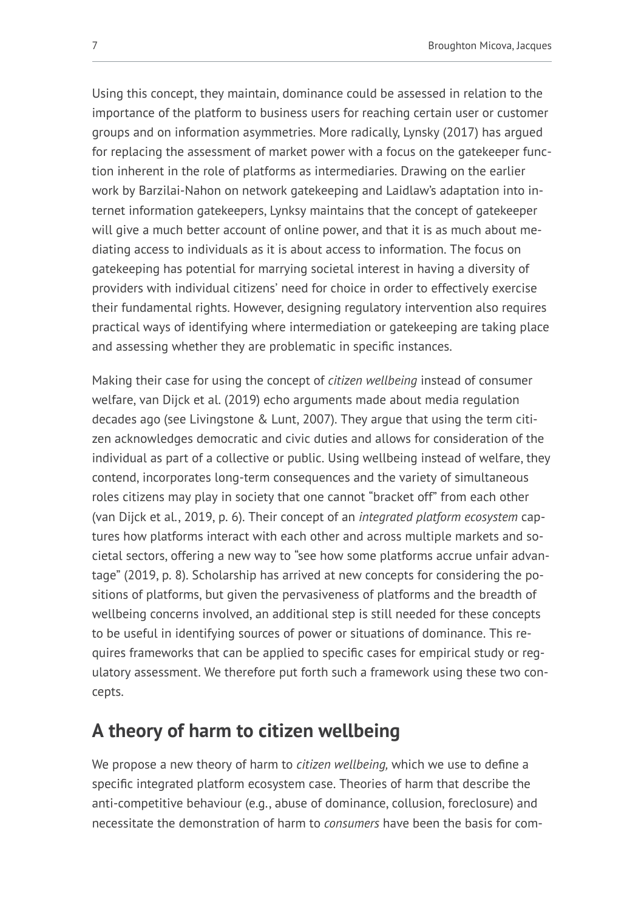Using this concept, they maintain, dominance could be assessed in relation to the importance of the platform to business users for reaching certain user or customer groups and on information asymmetries. More radically, Lynsky (2017) has argued for replacing the assessment of market power with a focus on the gatekeeper function inherent in the role of platforms as intermediaries. Drawing on the earlier work by Barzilai-Nahon on network gatekeeping and Laidlaw's adaptation into internet information gatekeepers, Lynksy maintains that the concept of gatekeeper will give a much better account of online power, and that it is as much about mediating access to individuals as it is about access to information. The focus on gatekeeping has potential for marrying societal interest in having a diversity of providers with individual citizens' need for choice in order to effectively exercise their fundamental rights. However, designing regulatory intervention also requires practical ways of identifying where intermediation or gatekeeping are taking place and assessing whether they are problematic in specific instances.

Making their case for using the concept of *citizen wellbeing* instead of consumer welfare, van Dijck et al. (2019) echo arguments made about media regulation decades ago (see Livingstone & Lunt, 2007). They argue that using the term citizen acknowledges democratic and civic duties and allows for consideration of the individual as part of a collective or public. Using wellbeing instead of welfare, they contend, incorporates long-term consequences and the variety of simultaneous roles citizens may play in society that one cannot "bracket off" from each other (van Dijck et al., 2019, p. 6). Their concept of an *integrated platform ecosystem* captures how platforms interact with each other and across multiple markets and societal sectors, offering a new way to "see how some platforms accrue unfair advantage" (2019, p. 8). Scholarship has arrived at new concepts for considering the positions of platforms, but given the pervasiveness of platforms and the breadth of wellbeing concerns involved, an additional step is still needed for these concepts to be useful in identifying sources of power or situations of dominance. This requires frameworks that can be applied to specific cases for empirical study or regulatory assessment. We therefore put forth such a framework using these two concepts.

## A theory of harm to citizen wellbeing

We propose a new theory of harm to *citizen wellbeing,* which we use to define a specific integrated platform ecosystem case. Theories of harm that describe the anti-competitive behaviour (e.g., abuse of dominance, collusion, foreclosure) and necessitate the demonstration of harm to *consumers* have been the basis for com-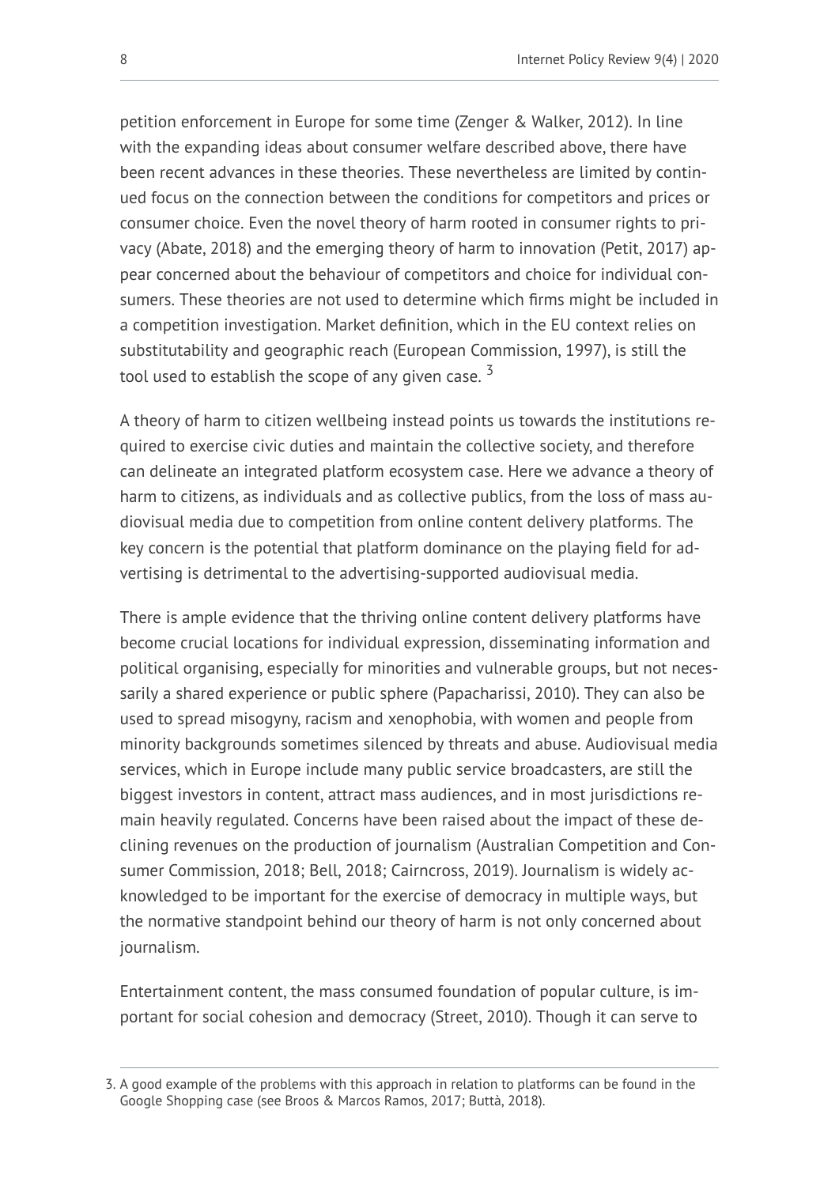petition enforcement in Europe for some time (Zenger & Walker, 2012). In line with the expanding ideas about consumer welfare described above, there have been recent advances in these theories. These nevertheless are limited by continued focus on the connection between the conditions for competitors and prices or consumer choice. Even the novel theory of harm rooted in consumer rights to privacy (Abate, 2018) and the emerging theory of harm to innovation (Petit, 2017) appear concerned about the behaviour of competitors and choice for individual consumers. These theories are not used to determine which firms might be included in a competition investigation. Market definition, which in the EU context relies on substitutability and geographic reach (European Commission, 1997), is still the tool used to establish the scope of any given case. [3]

A theory of harm to citizen wellbeing instead points us towards the institutions required to exercise civic duties and maintain the collective society, and therefore can delineate an integrated platform ecosystem case. Here we advance a theory of harm to citizens, as individuals and as collective publics, from the loss of mass audiovisual media due to competition from online content delivery platforms. The key concern is the potential that platform dominance on the playing field for advertising is detrimental to the advertising-supported audiovisual media.

There is ample evidence that the thriving online content delivery platforms have become crucial locations for individual expression, disseminating information and political organising, especially for minorities and vulnerable groups, but not necessarily a shared experience or public sphere (Papacharissi, 2010). They can also be used to spread misogyny, racism and xenophobia, with women and people from minority backgrounds sometimes silenced by threats and abuse. Audiovisual media services, which in Europe include many public service broadcasters, are still the biggest investors in content, attract mass audiences, and in most jurisdictions remain heavily regulated. Concerns have been raised about the impact of these declining revenues on the production of journalism (Australian Competition and Consumer Commission, 2018; Bell, 2018; Cairncross, 2019). Journalism is widely acknowledged to be important for the exercise of democracy in multiple ways, but the normative standpoint behind our theory of harm is not only concerned about journalism.

Entertainment content, the mass consumed foundation of popular culture, is important for social cohesion and democracy (Street, 2010). Though it can serve to

3. A good example of the problems with this approach in relation to platforms can be found in the Google Shopping case (see Broos & Marcos Ramos, 2017; Buttà, 2018).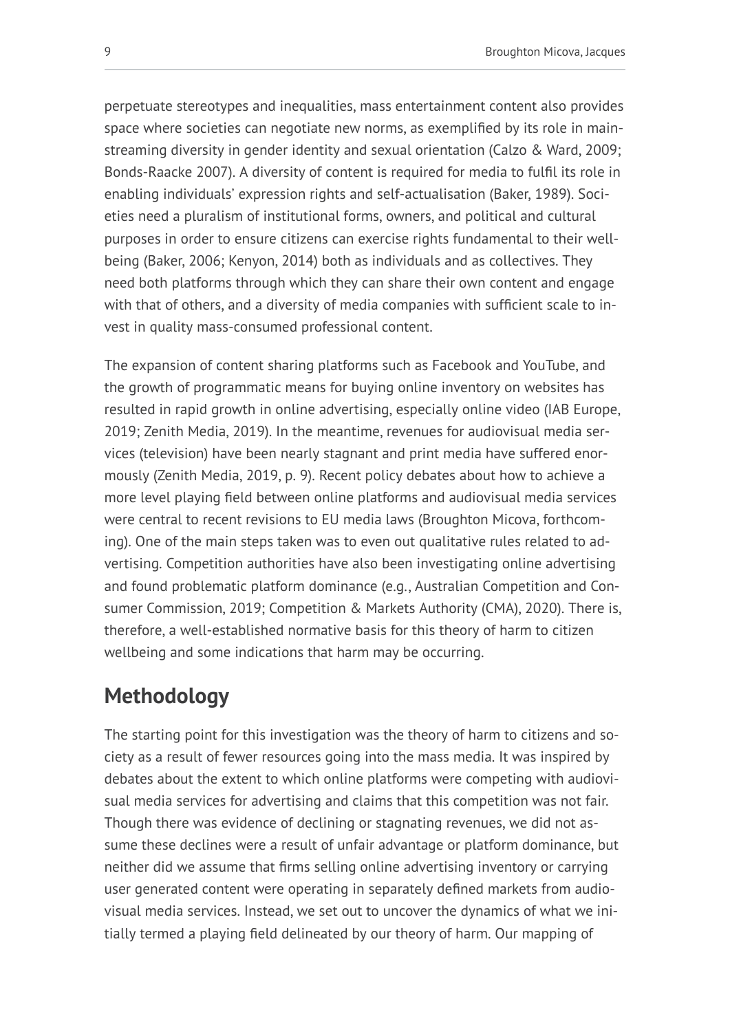perpetuate stereotypes and inequalities, mass entertainment content also provides space where societies can negotiate new norms, as exemplified by its role in mainstreaming diversity in gender identity and sexual orientation (Calzo & Ward, 2009; Bonds-Raacke 2007). A diversity of content is required for media to fulfil its role in enabling individuals' expression rights and self-actualisation (Baker, 1989). Societies need a pluralism of institutional forms, owners, and political and cultural purposes in order to ensure citizens can exercise rights fundamental to their wellbeing (Baker, 2006; Kenyon, 2014) both as individuals and as collectives. They need both platforms through which they can share their own content and engage with that of others, and a diversity of media companies with sufficient scale to invest in quality mass-consumed professional content.

The expansion of content sharing platforms such as Facebook and YouTube, and the growth of programmatic means for buying online inventory on websites has resulted in rapid growth in online advertising, especially online video (IAB Europe, 2019; Zenith Media, 2019). In the meantime, revenues for audiovisual media services (television) have been nearly stagnant and print media have suffered enormously (Zenith Media, 2019, p. 9). Recent policy debates about how to achieve a more level playing field between online platforms and audiovisual media services were central to recent revisions to EU media laws (Broughton Micova, forthcoming). One of the main steps taken was to even out qualitative rules related to advertising. Competition authorities have also been investigating online advertising and found problematic platform dominance (e.g., Australian Competition and Consumer Commission, 2019; Competition & Markets Authority (CMA), 2020). There is, therefore, a well-established normative basis for this theory of harm to citizen wellbeing and some indications that harm may be occurring.

## Methodology

The starting point for this investigation was the theory of harm to citizens and society as a result of fewer resources going into the mass media. It was inspired by debates about the extent to which online platforms were competing with audiovisual media services for advertising and claims that this competition was not fair. Though there was evidence of declining or stagnating revenues, we did not assume these declines were a result of unfair advantage or platform dominance, but neither did we assume that firms selling online advertising inventory or carrying user generated content were operating in separately defined markets from audiovisual media services. Instead, we set out to uncover the dynamics of what we initially termed a playing field delineated by our theory of harm. Our mapping of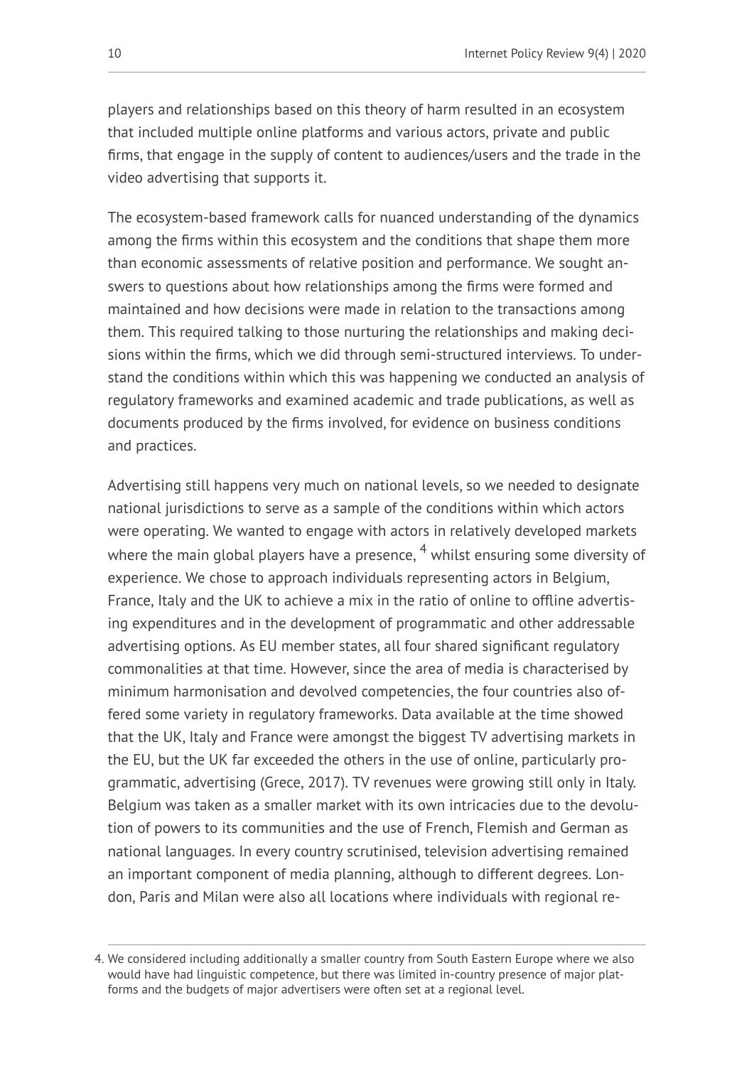players and relationships based on this theory of harm resulted in an ecosystem that included multiple online platforms and various actors, private and public firms, that engage in the supply of content to audiences/users and the trade in the video advertising that supports it.

The ecosystem-based framework calls for nuanced understanding of the dynamics among the firms within this ecosystem and the conditions that shape them more than economic assessments of relative position and performance. We sought answers to questions about how relationships among the firms were formed and maintained and how decisions were made in relation to the transactions among them. This required talking to those nurturing the relationships and making decisions within the firms, which we did through semi-structured interviews. To understand the conditions within which this was happening we conducted an analysis of regulatory frameworks and examined academic and trade publications, as well as documents produced by the firms involved, for evidence on business conditions and practices.

Advertising still happens very much on national levels, so we needed to designate national jurisdictions to serve as a sample of the conditions within which actors were operating. We wanted to engage with actors in relatively developed markets where the main global players have a presence, [4] whilst ensuring some diversity of experience. We chose to approach individuals representing actors in Belgium, France, Italy and the UK to achieve a mix in the ratio of online to offline advertising expenditures and in the development of programmatic and other addressable advertising options. As EU member states, all four shared significant regulatory commonalities at that time. However, since the area of media is characterised by minimum harmonisation and devolved competencies, the four countries also offered some variety in regulatory frameworks. Data available at the time showed that the UK, Italy and France were amongst the biggest TV advertising markets in the EU, but the UK far exceeded the others in the use of online, particularly programmatic, advertising (Grece, 2017). TV revenues were growing still only in Italy. Belgium was taken as a smaller market with its own intricacies due to the devolution of powers to its communities and the use of French, Flemish and German as national languages. In every country scrutinised, television advertising remained an important component of media planning, although to different degrees. London, Paris and Milan were also all locations where individuals with regional re-

4. We considered including additionally a smaller country from South Eastern Europe where we also would have had linguistic competence, but there was limited in-country presence of major platforms and the budgets of major advertisers were often set at a regional level.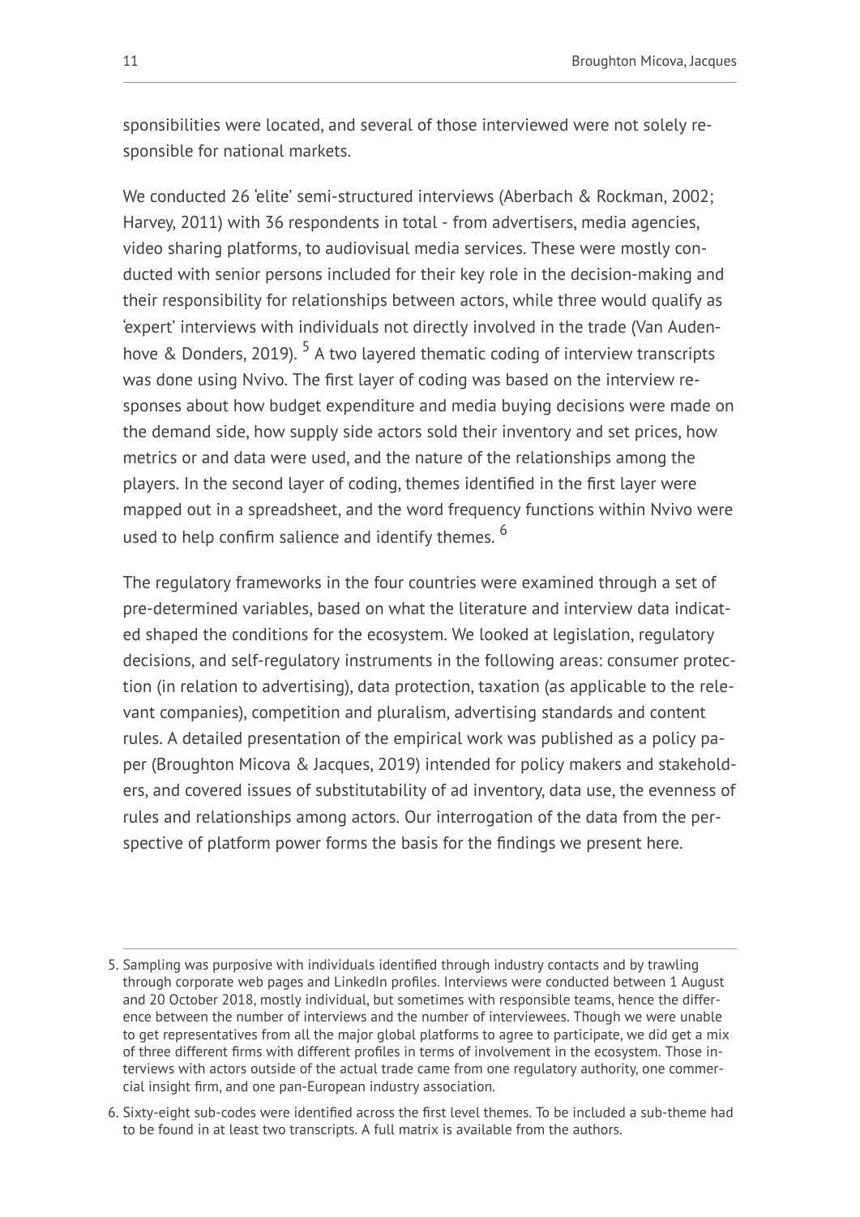sponsibilities were located, and several of those interviewed were not solely responsible for national markets.

We conducted 26 'elite' semi-structured interviews (Aberbach & Rockman, 2002; Harvey, 2011) with 36 respondents in total - from advertisers, media agencies, video sharing platforms, to audiovisual media services. These were mostly conducted with senior persons included for their key role in the decision-making and their responsibility for relationships between actors, while three would qualify as 'expert' interviews with individuals not directly involved in the trade (Van Audenhove & Donders, 2019). [5] A two layered thematic coding of interview transcripts was done using Nvivo. The first layer of coding was based on the interview responses about how budget expenditure and media buying decisions were made on the demand side, how supply side actors sold their inventory and set prices, how metrics or and data were used, and the nature of the relationships among the players. In the second layer of coding, themes identified in the first layer were mapped out in a spreadsheet, and the word frequency functions within Nvivo were used to help confirm salience and identify themes. [6]

The regulatory frameworks in the four countries were examined through a set of pre-determined variables, based on what the literature and interview data indicated shaped the conditions for the ecosystem. We looked at legislation, regulatory decisions, and self-regulatory instruments in the following areas: consumer protection (in relation to advertising), data protection, taxation (as applicable to the relevant companies), competition and pluralism, advertising standards and content rules. A detailed presentation of the empirical work was published as a policy paper (Broughton Micova & Jacques, 2019) intended for policy makers and stakeholders, and covered issues of substitutability of ad inventory, data use, the evenness of rules and relationships among actors. Our interrogation of the data from the perspective of platform power forms the basis for the findings we present here.

5. Sampling was purposive with individuals identified through industry contacts and by trawling through corporate web pages and LinkedIn profiles. Interviews were conducted between 1 August and 20 October 2018, mostly individual, but sometimes with responsible teams, hence the difference between the number of interviews and the number of interviewees. Though we were unable to get representatives from all the major global platforms to agree to participate, we did get a mix of three different firms with different profiles in terms of involvement in the ecosystem. Those interviews with actors outside of the actual trade came from one regulatory authority, one commercial insight firm, and one pan-European industry association.

6. Sixty-eight sub-codes were identified across the first level themes. To be included a sub-theme had to be found in at least two transcripts. A full matrix is available from the authors.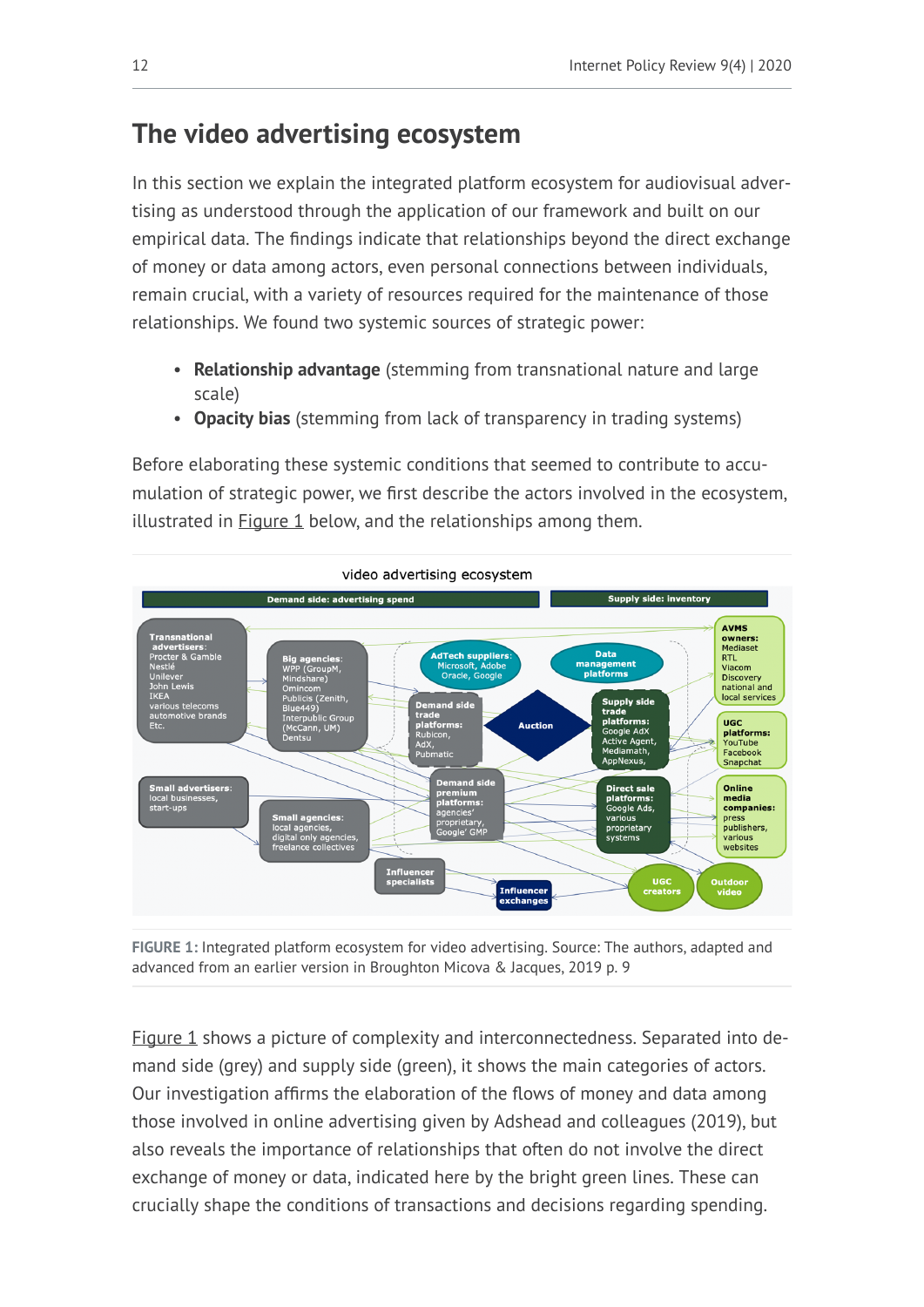## The video advertising ecosystem

In this section we explain the integrated platform ecosystem for audiovisual advertising as understood through the application of our framework and built on our empirical data. The findings indicate that relationships beyond the direct exchange of money or data among actors, even personal connections between individuals, remain crucial, with a variety of resources required for the maintenance of those relationships. We found two systemic sources of strategic power:

- **Relationship advantage** (stemming from transnational nature and large scale)
- **Opacity bias** (stemming from lack of transparency in trading systems)

Before elaborating these systemic conditions that seemed to contribute to accumulation of strategic power, we first describe the actors involved in the ecosystem, illustrated in Figure 1 below, and the relationships among them.

FIGURE 1: Integrated platform ecosystem for video advertising. Source: The authors, adapted and advanced from an earlier version in Broughton Micova & Jacques, 2019 p. 9

Figure 1 shows a picture of complexity and interconnectedness. Separated into demand side (grey) and supply side (green), it shows the main categories of actors. Our investigation affirms the elaboration of the flows of money and data among those involved in online advertising given by Adshead and colleagues (2019), but also reveals the importance of relationships that often do not involve the direct exchange of money or data, indicated here by the bright green lines. These can crucially shape the conditions of transactions and decisions regarding spending.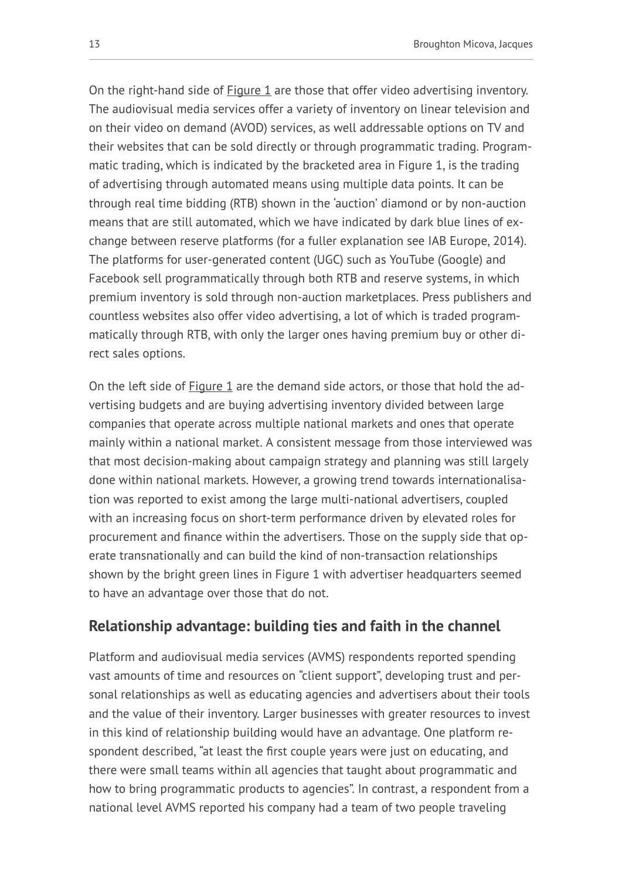On the right-hand side of Figure 1 are those that offer video advertising inventory. The audiovisual media services offer a variety of inventory on linear television and on their video on demand (AVOD) services, as well addressable options on TV and their websites that can be sold directly or through programmatic trading. Programmatic trading, which is indicated by the bracketed area in Figure 1, is the trading of advertising through automated means using multiple data points. It can be through real time bidding (RTB) shown in the 'auction' diamond or by non-auction means that are still automated, which we have indicated by dark blue lines of exchange between reserve platforms (for a fuller explanation see IAB Europe, 2014). The platforms for user-generated content (UGC) such as YouTube (Google) and Facebook sell programmatically through both RTB and reserve systems, in which premium inventory is sold through non-auction marketplaces. Press publishers and countless websites also offer video advertising, a lot of which is traded programmatically through RTB, with only the larger ones having premium buy or other direct sales options.

On the left side of Figure 1 are the demand side actors, or those that hold the advertising budgets and are buying advertising inventory divided between large companies that operate across multiple national markets and ones that operate mainly within a national market. A consistent message from those interviewed was that most decision-making about campaign strategy and planning was still largely done within national markets. However, a growing trend towards internationalisation was reported to exist among the large multi-national advertisers, coupled with an increasing focus on short-term performance driven by elevated roles for procurement and finance within the advertisers. Those on the supply side that operate transnationally and can build the kind of non-transaction relationships shown by the bright green lines in Figure 1 with advertiser headquarters seemed to have an advantage over those that do not.

## Relationship advantage: building ties and faith in the channel

Platform and audiovisual media services (AVMS) respondents reported spending vast amounts of time and resources on "client support", developing trust and personal relationships as well as educating agencies and advertisers about their tools and the value of their inventory. Larger businesses with greater resources to invest in this kind of relationship building would have an advantage. One platform respondent described, "at least the first couple years were just on educating, and there were small teams within all agencies that taught about programmatic and how to bring programmatic products to agencies". In contrast, a respondent from a national level AVMS reported his company had a team of two people traveling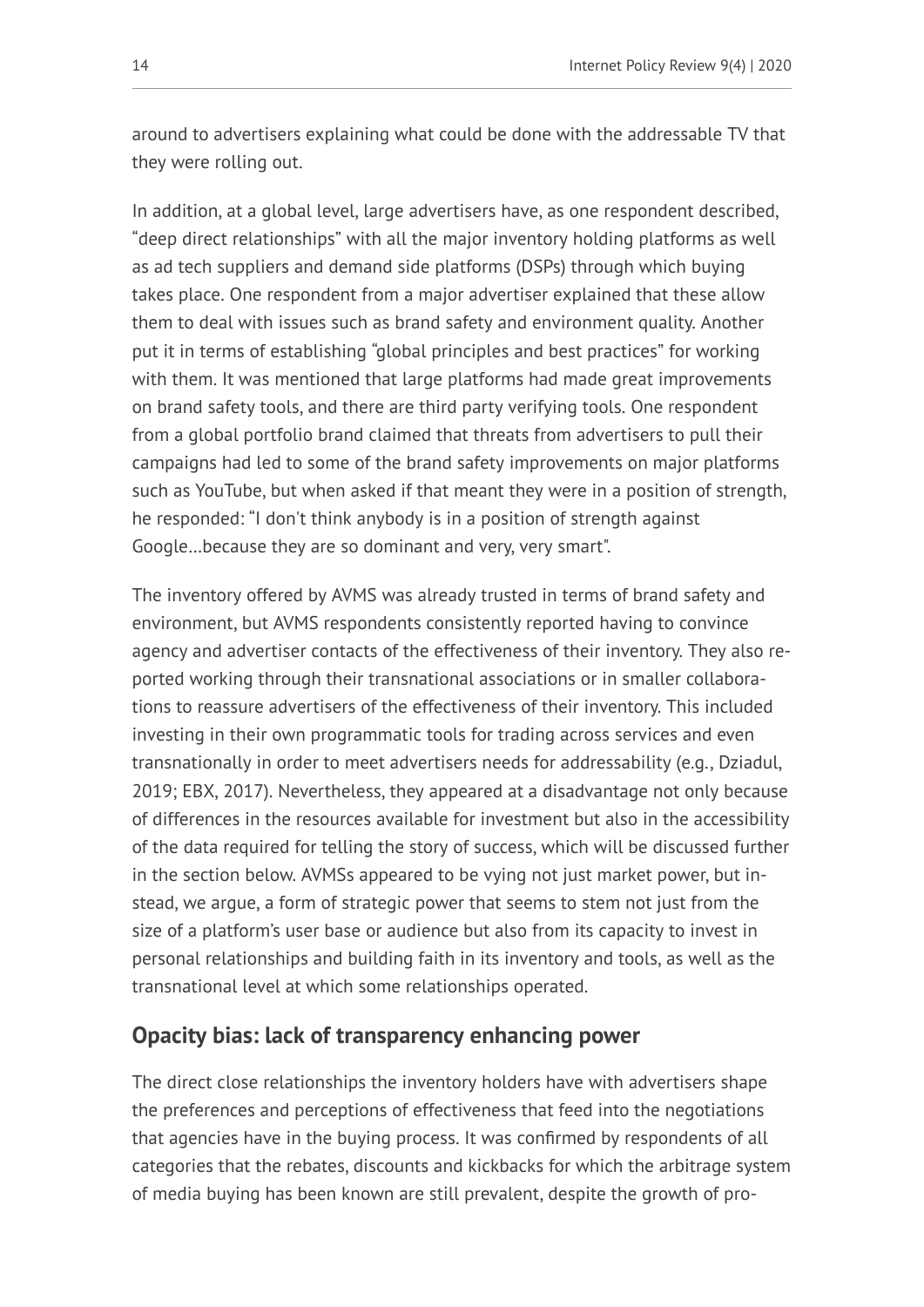around to advertisers explaining what could be done with the addressable TV that they were rolling out.

In addition, at a global level, large advertisers have, as one respondent described, "deep direct relationships" with all the major inventory holding platforms as well as ad tech suppliers and demand side platforms (DSPs) through which buying takes place. One respondent from a major advertiser explained that these allow them to deal with issues such as brand safety and environment quality. Another put it in terms of establishing "global principles and best practices" for working with them. It was mentioned that large platforms had made great improvements on brand safety tools, and there are third party verifying tools. One respondent from a global portfolio brand claimed that threats from advertisers to pull their campaigns had led to some of the brand safety improvements on major platforms such as YouTube, but when asked if that meant they were in a position of strength, he responded: "I don't think anybody is in a position of strength against Google…because they are so dominant and very, very smart".

The inventory offered by AVMS was already trusted in terms of brand safety and environment, but AVMS respondents consistently reported having to convince agency and advertiser contacts of the effectiveness of their inventory. They also reported working through their transnational associations or in smaller collaborations to reassure advertisers of the effectiveness of their inventory. This included investing in their own programmatic tools for trading across services and even transnationally in order to meet advertisers needs for addressability (e.g., Dziadul, 2019; EBX, 2017). Nevertheless, they appeared at a disadvantage not only because of differences in the resources available for investment but also in the accessibility of the data required for telling the story of success, which will be discussed further in the section below. AVMSs appeared to be vying not just market power, but instead, we argue, a form of strategic power that seems to stem not just from the size of a platform's user base or audience but also from its capacity to invest in personal relationships and building faith in its inventory and tools, as well as the transnational level at which some relationships operated.

## Opacity bias: lack of transparency enhancing power

The direct close relationships the inventory holders have with advertisers shape the preferences and perceptions of effectiveness that feed into the negotiations that agencies have in the buying process. It was confirmed by respondents of all categories that the rebates, discounts and kickbacks for which the arbitrage system of media buying has been known are still prevalent, despite the growth of pro-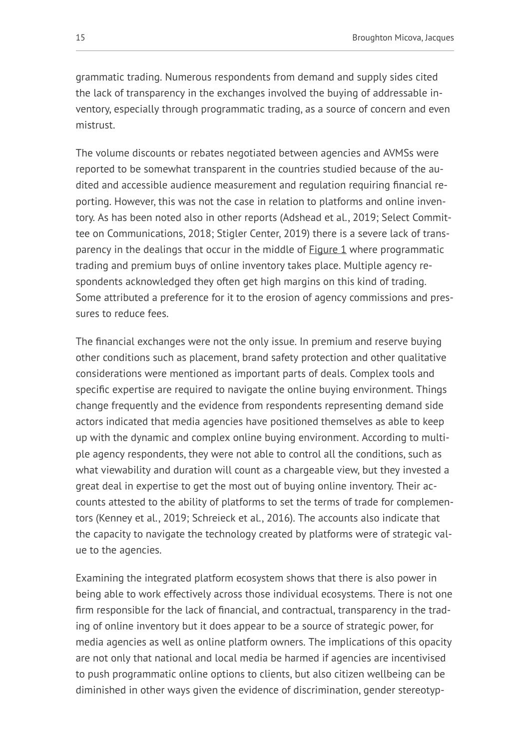grammatic trading. Numerous respondents from demand and supply sides cited the lack of transparency in the exchanges involved the buying of addressable inventory, especially through programmatic trading, as a source of concern and even mistrust.

The volume discounts or rebates negotiated between agencies and AVMSs were reported to be somewhat transparent in the countries studied because of the audited and accessible audience measurement and regulation requiring financial reporting. However, this was not the case in relation to platforms and online inventory. As has been noted also in other reports (Adshead et al., 2019; Select Committee on Communications, 2018; Stigler Center, 2019) there is a severe lack of transparency in the dealings that occur in the middle of Figure 1 where programmatic trading and premium buys of online inventory takes place. Multiple agency respondents acknowledged they often get high margins on this kind of trading. Some attributed a preference for it to the erosion of agency commissions and pressures to reduce fees.

The financial exchanges were not the only issue. In premium and reserve buying other conditions such as placement, brand safety protection and other qualitative considerations were mentioned as important parts of deals. Complex tools and specific expertise are required to navigate the online buying environment. Things change frequently and the evidence from respondents representing demand side actors indicated that media agencies have positioned themselves as able to keep up with the dynamic and complex online buying environment. According to multiple agency respondents, they were not able to control all the conditions, such as what viewability and duration will count as a chargeable view, but they invested a great deal in expertise to get the most out of buying online inventory. Their accounts attested to the ability of platforms to set the terms of trade for complementors (Kenney et al., 2019; Schreieck et al., 2016). The accounts also indicate that the capacity to navigate the technology created by platforms were of strategic value to the agencies.

Examining the integrated platform ecosystem shows that there is also power in being able to work effectively across those individual ecosystems. There is not one firm responsible for the lack of financial, and contractual, transparency in the trading of online inventory but it does appear to be a source of strategic power, for media agencies as well as online platform owners. The implications of this opacity are not only that national and local media be harmed if agencies are incentivised to push programmatic online options to clients, but also citizen wellbeing can be diminished in other ways given the evidence of discrimination, gender stereotyp-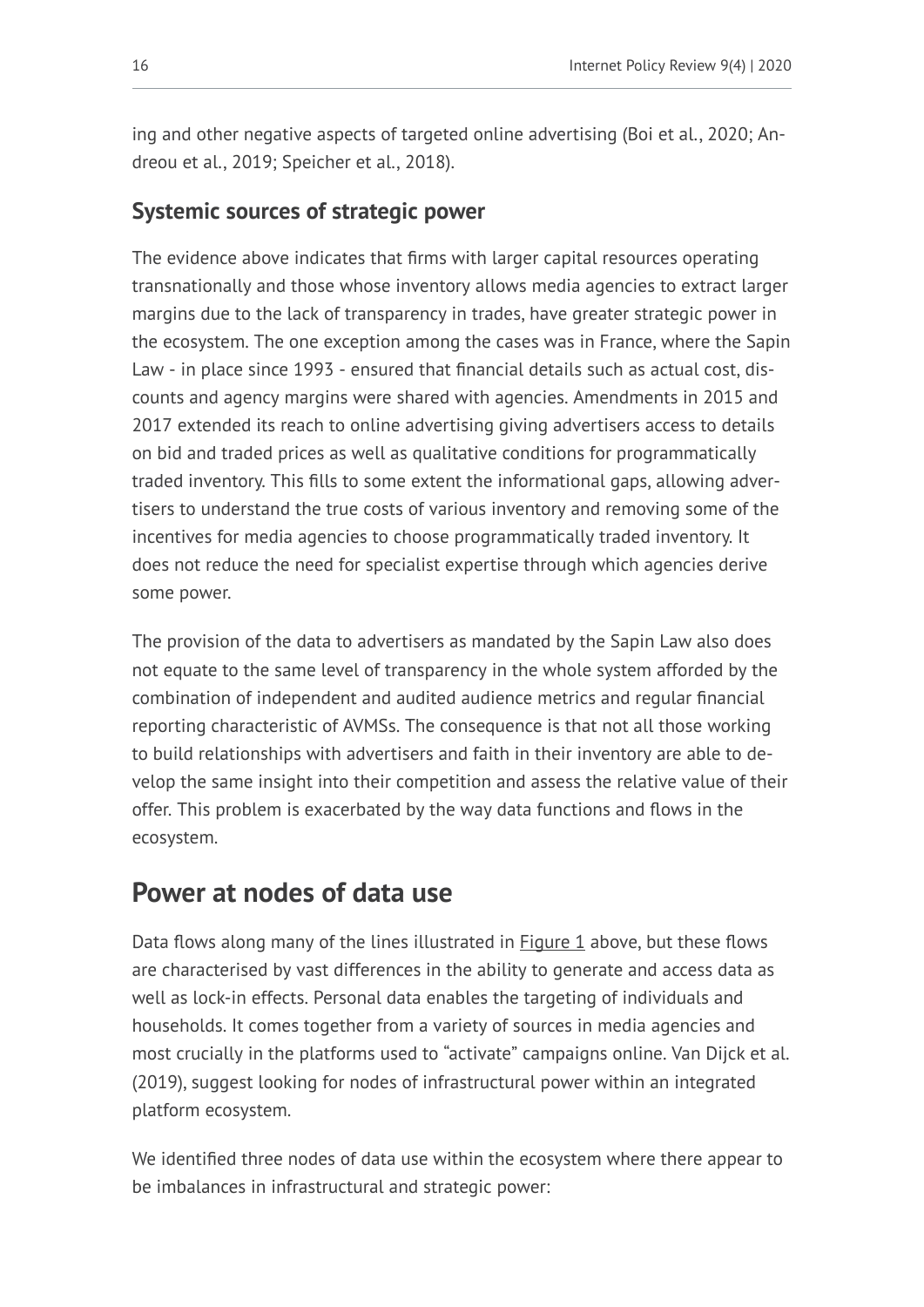ing and other negative aspects of targeted online advertising (Boi et al., 2020; Andreou et al., 2019; Speicher et al., 2018).

### Systemic sources of strategic power

The evidence above indicates that firms with larger capital resources operating transnationally and those whose inventory allows media agencies to extract larger margins due to the lack of transparency in trades, have greater strategic power in the ecosystem. The one exception among the cases was in France, where the Sapin Law - in place since 1993 - ensured that financial details such as actual cost, discounts and agency margins were shared with agencies. Amendments in 2015 and 2017 extended its reach to online advertising giving advertisers access to details on bid and traded prices as well as qualitative conditions for programmatically traded inventory. This fills to some extent the informational gaps, allowing advertisers to understand the true costs of various inventory and removing some of the incentives for media agencies to choose programmatically traded inventory. It does not reduce the need for specialist expertise through which agencies derive some power.

The provision of the data to advertisers as mandated by the Sapin Law also does not equate to the same level of transparency in the whole system afforded by the combination of independent and audited audience metrics and regular financial reporting characteristic of AVMSs. The consequence is that not all those working to build relationships with advertisers and faith in their inventory are able to develop the same insight into their competition and assess the relative value of their offer. This problem is exacerbated by the way data functions and flows in the ecosystem.

## Power at nodes of data use

Data flows along many of the lines illustrated in Figure 1 above, but these flows are characterised by vast differences in the ability to generate and access data as well as lock-in effects. Personal data enables the targeting of individuals and households. It comes together from a variety of sources in media agencies and most crucially in the platforms used to "activate" campaigns online. Van Dijck et al. (2019), suggest looking for nodes of infrastructural power within an integrated platform ecosystem.

We identified three nodes of data use within the ecosystem where there appear to be imbalances in infrastructural and strategic power: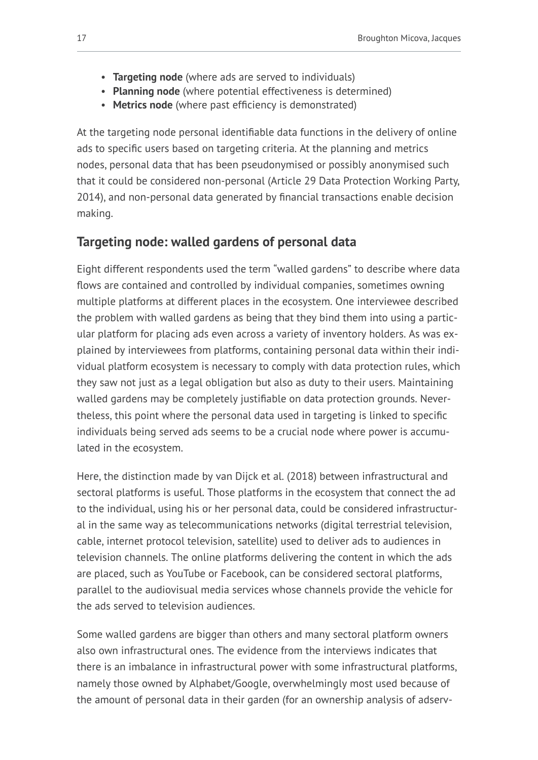- **Targeting node** (where ads are served to individuals)
- **Planning node** (where potential effectiveness is determined)
- **Metrics node** (where past efficiency is demonstrated)

At the targeting node personal identifiable data functions in the delivery of online ads to specific users based on targeting criteria. At the planning and metrics nodes, personal data that has been pseudonymised or possibly anonymised such that it could be considered non-personal (Article 29 Data Protection Working Party, 2014), and non-personal data generated by financial transactions enable decision making.

## Targeting node: walled gardens of personal data

Eight different respondents used the term "walled gardens" to describe where data flows are contained and controlled by individual companies, sometimes owning multiple platforms at different places in the ecosystem. One interviewee described the problem with walled gardens as being that they bind them into using a particular platform for placing ads even across a variety of inventory holders. As was explained by interviewees from platforms, containing personal data within their individual platform ecosystem is necessary to comply with data protection rules, which they saw not just as a legal obligation but also as duty to their users. Maintaining walled gardens may be completely justifiable on data protection grounds. Nevertheless, this point where the personal data used in targeting is linked to specific individuals being served ads seems to be a crucial node where power is accumulated in the ecosystem.

Here, the distinction made by van Dijck et al. (2018) between infrastructural and sectoral platforms is useful. Those platforms in the ecosystem that connect the ad to the individual, using his or her personal data, could be considered infrastructural in the same way as telecommunications networks (digital terrestrial television, cable, internet protocol television, satellite) used to deliver ads to audiences in television channels. The online platforms delivering the content in which the ads are placed, such as YouTube or Facebook, can be considered sectoral platforms, parallel to the audiovisual media services whose channels provide the vehicle for the ads served to television audiences.

Some walled gardens are bigger than others and many sectoral platform owners also own infrastructural ones. The evidence from the interviews indicates that there is an imbalance in infrastructural power with some infrastructural platforms, namely those owned by Alphabet/Google, overwhelmingly most used because of the amount of personal data in their garden (for an ownership analysis of adserv-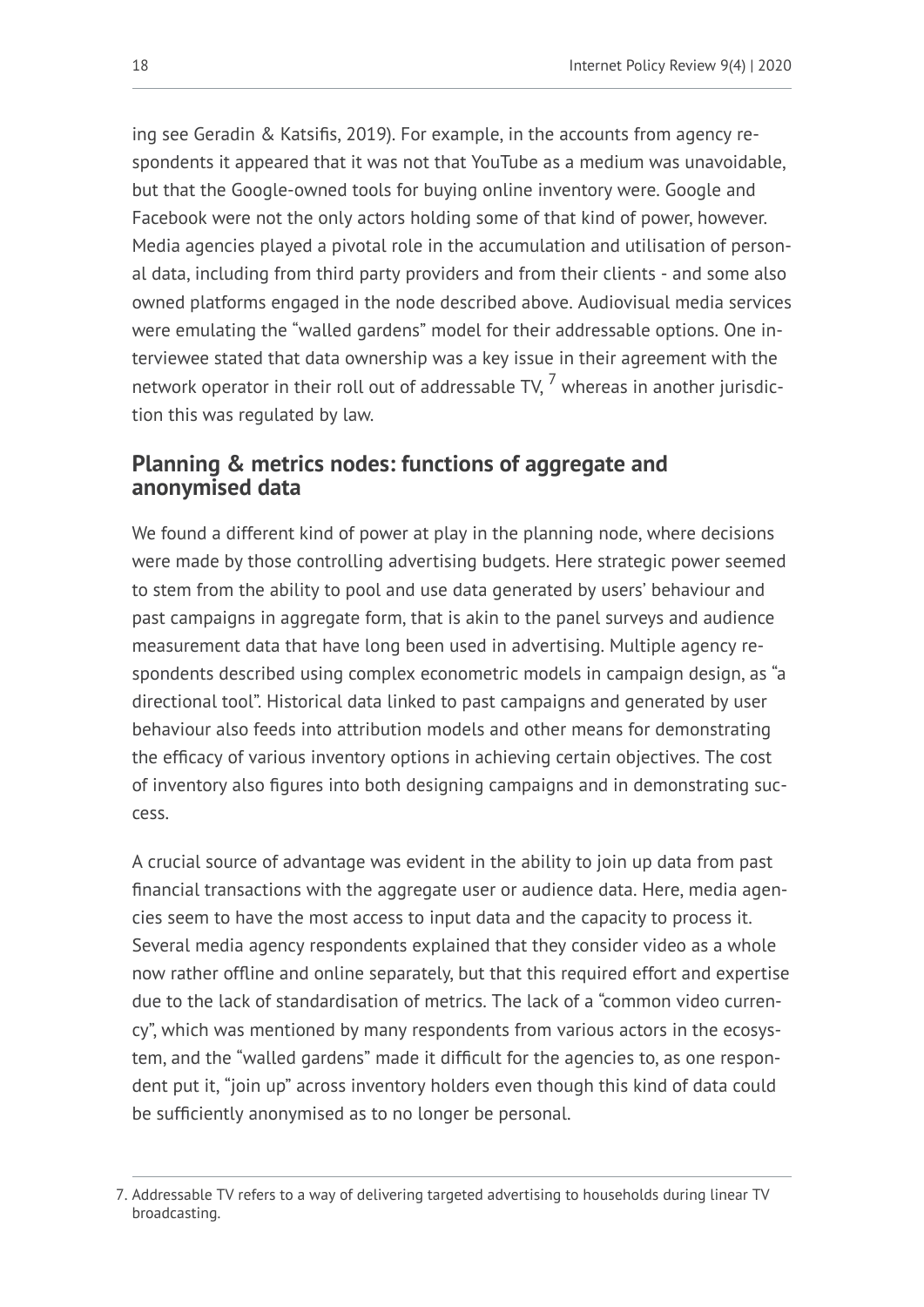ing see Geradin & Katsifis, 2019). For example, in the accounts from agency respondents it appeared that it was not that YouTube as a medium was unavoidable, but that the Google-owned tools for buying online inventory were. Google and Facebook were not the only actors holding some of that kind of power, however. Media agencies played a pivotal role in the accumulation and utilisation of personal data, including from third party providers and from their clients - and some also owned platforms engaged in the node described above. Audiovisual media services were emulating the "walled gardens" model for their addressable options. One interviewee stated that data ownership was a key issue in their agreement with the network operator in their roll out of addressable TV, [7] whereas in another jurisdiction this was regulated by law.

## Planning & metrics nodes: functions of aggregate and anonymised data

We found a different kind of power at play in the planning node, where decisions were made by those controlling advertising budgets. Here strategic power seemed to stem from the ability to pool and use data generated by users' behaviour and past campaigns in aggregate form, that is akin to the panel surveys and audience measurement data that have long been used in advertising. Multiple agency respondents described using complex econometric models in campaign design, as "a directional tool". Historical data linked to past campaigns and generated by user behaviour also feeds into attribution models and other means for demonstrating the efficacy of various inventory options in achieving certain objectives. The cost of inventory also figures into both designing campaigns and in demonstrating success.

A crucial source of advantage was evident in the ability to join up data from past financial transactions with the aggregate user or audience data. Here, media agencies seem to have the most access to input data and the capacity to process it. Several media agency respondents explained that they consider video as a whole now rather offline and online separately, but that this required effort and expertise due to the lack of standardisation of metrics. The lack of a "common video currency", which was mentioned by many respondents from various actors in the ecosystem, and the "walled gardens" made it difficult for the agencies to, as one respondent put it, "join up" across inventory holders even though this kind of data could be sufficiently anonymised as to no longer be personal.

7. Addressable TV refers to a way of delivering targeted advertising to households during linear TV broadcasting.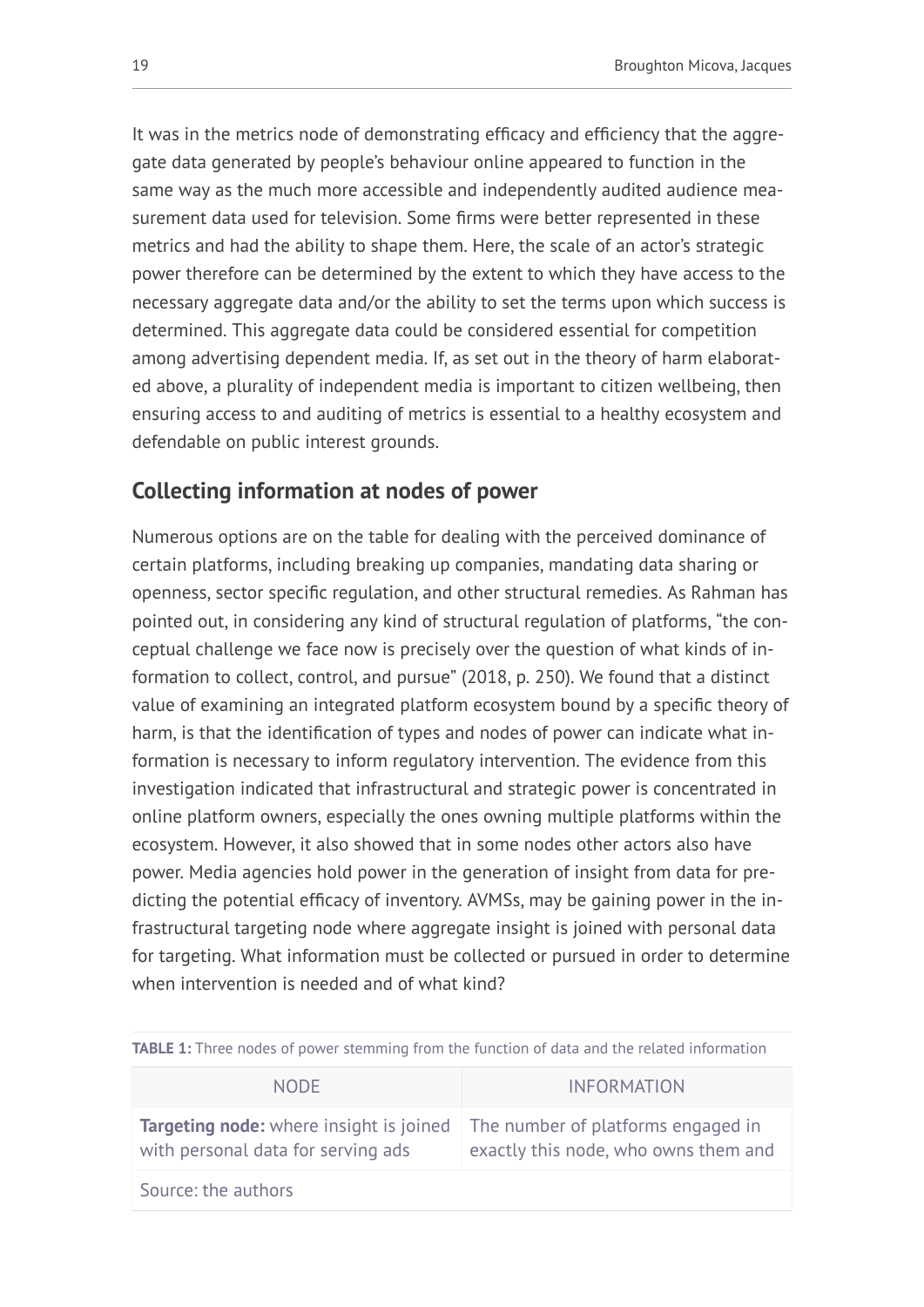It was in the metrics node of demonstrating efficacy and efficiency that the aggregate data generated by people's behaviour online appeared to function in the same way as the much more accessible and independently audited audience measurement data used for television. Some firms were better represented in these metrics and had the ability to shape them. Here, the scale of an actor's strategic power therefore can be determined by the extent to which they have access to the necessary aggregate data and/or the ability to set the terms upon which success is determined. This aggregate data could be considered essential for competition among advertising dependent media. If, as set out in the theory of harm elaborated above, a plurality of independent media is important to citizen wellbeing, then ensuring access to and auditing of metrics is essential to a healthy ecosystem and defendable on public interest grounds.

## Collecting information at nodes of power

Numerous options are on the table for dealing with the perceived dominance of certain platforms, including breaking up companies, mandating data sharing or openness, sector specific regulation, and other structural remedies. As Rahman has pointed out, in considering any kind of structural regulation of platforms, "the conceptual challenge we face now is precisely over the question of what kinds of information to collect, control, and pursue" (2018, p. 250). We found that a distinct value of examining an integrated platform ecosystem bound by a specific theory of harm, is that the identification of types and nodes of power can indicate what information is necessary to inform regulatory intervention. The evidence from this investigation indicated that infrastructural and strategic power is concentrated in online platform owners, especially the ones owning multiple platforms within the ecosystem. However, it also showed that in some nodes other actors also have power. Media agencies hold power in the generation of insight from data for predicting the potential efficacy of inventory. AVMSs, may be gaining power in the infrastructural targeting node where aggregate insight is joined with personal data for targeting. What information must be collected or pursued in order to determine when intervention is needed and of what kind?

**TABLE 1:** Three nodes of power stemming from the function of data and the related information

| NODE | INFORMATION |
| --- | --- |
| **Targeting node:** where insight is joined with personal data for serving ads | The number of platforms engaged in exactly this node, who owns them and |
| Source: the authors | |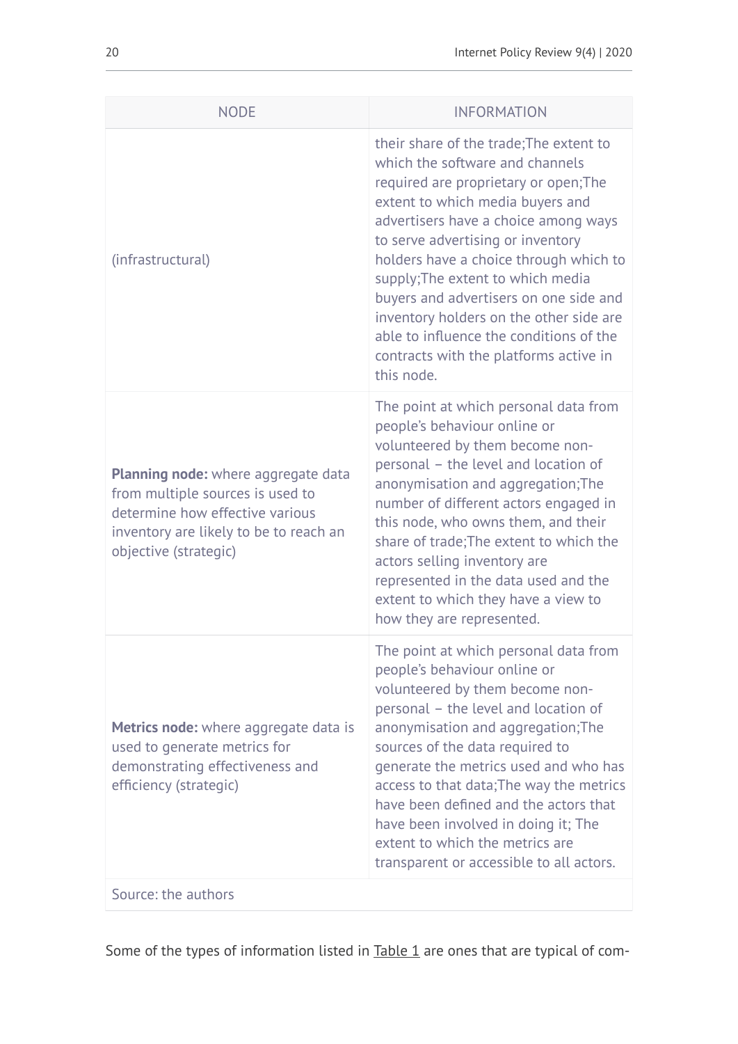| NODE | INFORMATION |
|---|---|
| (infrastructural) | their share of the trade;The extent to which the software and channels required are proprietary or open;The extent to which media buyers and advertisers have a choice among ways to serve advertising or inventory holders have a choice through which to supply;The extent to which media buyers and advertisers on one side and inventory holders on the other side are able to influence the conditions of the contracts with the platforms active in this node. |
| **Planning node:** where aggregate data from multiple sources is used to determine how effective various inventory are likely to be to reach an objective (strategic) | The point at which personal data from people's behaviour online or volunteered by them become non-personal – the level and location of anonymisation and aggregation;The number of different actors engaged in this node, who owns them, and their share of trade;The extent to which the actors selling inventory are represented in the data used and the extent to which they have a view to how they are represented. |
| **Metrics node:** where aggregate data is used to generate metrics for demonstrating effectiveness and efficiency (strategic) | The point at which personal data from people's behaviour online or volunteered by them become non-personal – the level and location of anonymisation and aggregation;The sources of the data required to generate the metrics used and who has access to that data;The way the metrics have been defined and the actors that have been involved in doing it; The extent to which the metrics are transparent or accessible to all actors. |
| Source: the authors | |

Some of the types of information listed in Table 1 are ones that are typical of com-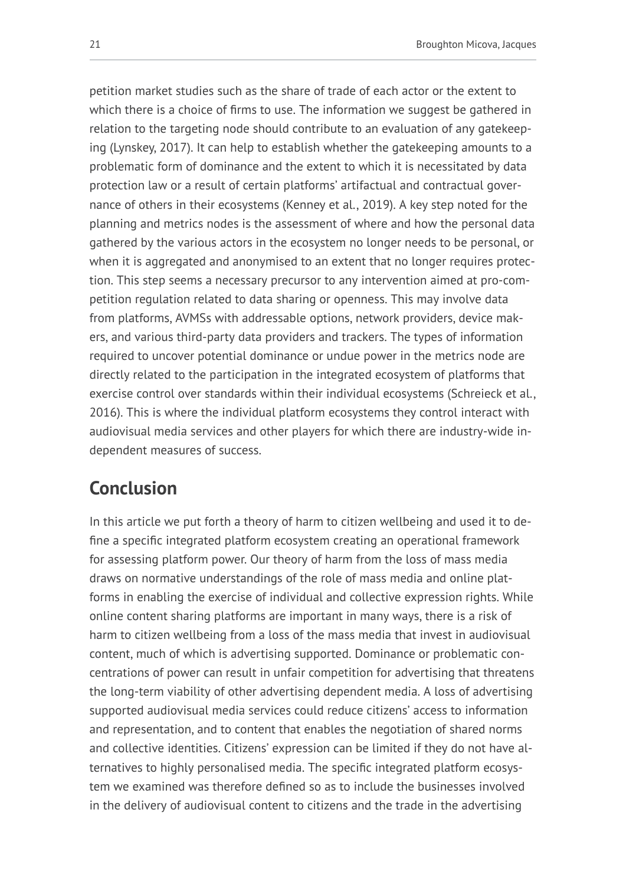petition market studies such as the share of trade of each actor or the extent to which there is a choice of firms to use. The information we suggest be gathered in relation to the targeting node should contribute to an evaluation of any gatekeeping (Lynskey, 2017). It can help to establish whether the gatekeeping amounts to a problematic form of dominance and the extent to which it is necessitated by data protection law or a result of certain platforms' artifactual and contractual governance of others in their ecosystems (Kenney et al., 2019). A key step noted for the planning and metrics nodes is the assessment of where and how the personal data gathered by the various actors in the ecosystem no longer needs to be personal, or when it is aggregated and anonymised to an extent that no longer requires protection. This step seems a necessary precursor to any intervention aimed at pro-competition regulation related to data sharing or openness. This may involve data from platforms, AVMSs with addressable options, network providers, device makers, and various third-party data providers and trackers. The types of information required to uncover potential dominance or undue power in the metrics node are directly related to the participation in the integrated ecosystem of platforms that exercise control over standards within their individual ecosystems (Schreieck et al., 2016). This is where the individual platform ecosystems they control interact with audiovisual media services and other players for which there are industry-wide independent measures of success.

## Conclusion

In this article we put forth a theory of harm to citizen wellbeing and used it to define a specific integrated platform ecosystem creating an operational framework for assessing platform power. Our theory of harm from the loss of mass media draws on normative understandings of the role of mass media and online platforms in enabling the exercise of individual and collective expression rights. While online content sharing platforms are important in many ways, there is a risk of harm to citizen wellbeing from a loss of the mass media that invest in audiovisual content, much of which is advertising supported. Dominance or problematic concentrations of power can result in unfair competition for advertising that threatens the long-term viability of other advertising dependent media. A loss of advertising supported audiovisual media services could reduce citizens' access to information and representation, and to content that enables the negotiation of shared norms and collective identities. Citizens' expression can be limited if they do not have alternatives to highly personalised media. The specific integrated platform ecosystem we examined was therefore defined so as to include the businesses involved in the delivery of audiovisual content to citizens and the trade in the advertising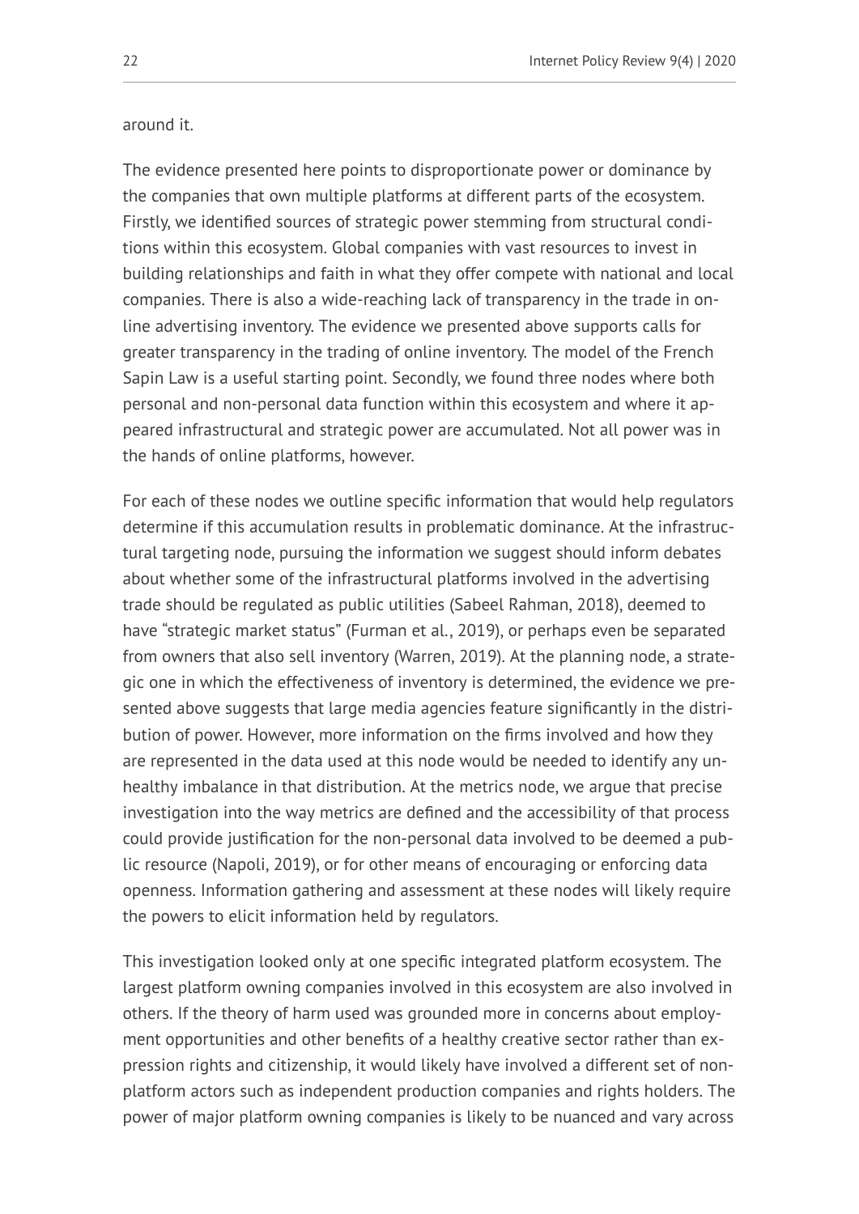around it.

The evidence presented here points to disproportionate power or dominance by the companies that own multiple platforms at different parts of the ecosystem. Firstly, we identified sources of strategic power stemming from structural conditions within this ecosystem. Global companies with vast resources to invest in building relationships and faith in what they offer compete with national and local companies. There is also a wide-reaching lack of transparency in the trade in online advertising inventory. The evidence we presented above supports calls for greater transparency in the trading of online inventory. The model of the French Sapin Law is a useful starting point. Secondly, we found three nodes where both personal and non-personal data function within this ecosystem and where it appeared infrastructural and strategic power are accumulated. Not all power was in the hands of online platforms, however.

For each of these nodes we outline specific information that would help regulators determine if this accumulation results in problematic dominance. At the infrastructural targeting node, pursuing the information we suggest should inform debates about whether some of the infrastructural platforms involved in the advertising trade should be regulated as public utilities (Sabeel Rahman, 2018), deemed to have "strategic market status" (Furman et al., 2019), or perhaps even be separated from owners that also sell inventory (Warren, 2019). At the planning node, a strategic one in which the effectiveness of inventory is determined, the evidence we presented above suggests that large media agencies feature significantly in the distribution of power. However, more information on the firms involved and how they are represented in the data used at this node would be needed to identify any unhealthy imbalance in that distribution. At the metrics node, we argue that precise investigation into the way metrics are defined and the accessibility of that process could provide justification for the non-personal data involved to be deemed a public resource (Napoli, 2019), or for other means of encouraging or enforcing data openness. Information gathering and assessment at these nodes will likely require the powers to elicit information held by regulators.

This investigation looked only at one specific integrated platform ecosystem. The largest platform owning companies involved in this ecosystem are also involved in others. If the theory of harm used was grounded more in concerns about employment opportunities and other benefits of a healthy creative sector rather than expression rights and citizenship, it would likely have involved a different set of non-platform actors such as independent production companies and rights holders. The power of major platform owning companies is likely to be nuanced and vary across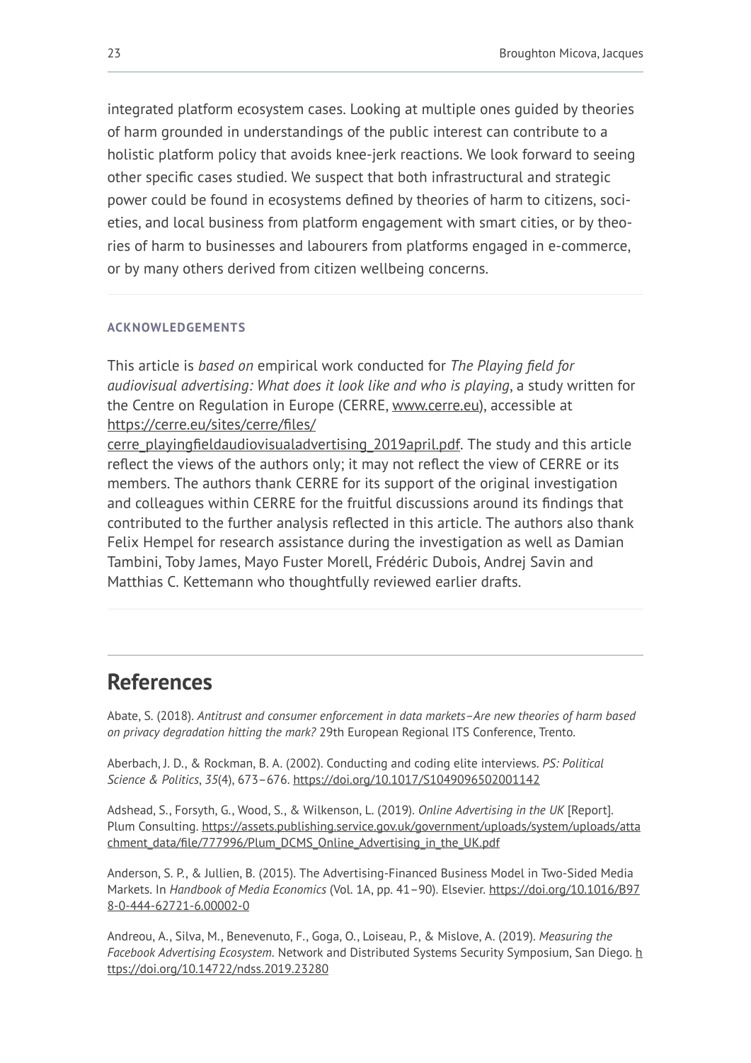integrated platform ecosystem cases. Looking at multiple ones guided by theories of harm grounded in understandings of the public interest can contribute to a holistic platform policy that avoids knee-jerk reactions. We look forward to seeing other specific cases studied. We suspect that both infrastructural and strategic power could be found in ecosystems defined by theories of harm to citizens, societies, and local business from platform engagement with smart cities, or by theories of harm to businesses and labourers from platforms engaged in e-commerce, or by many others derived from citizen wellbeing concerns.

#### ACKNOWLEDGEMENTS

This article is *based on* empirical work conducted for *The Playing field for audiovisual advertising: What does it look like and who is playing*, a study written for the Centre on Regulation in Europe (CERRE, www.cerre.eu), accessible at https://cerre.eu/sites/cerre/files/cerre_playingfieldaudiovisualadvertising_2019april.pdf. The study and this article reflect the views of the authors only; it may not reflect the view of CERRE or its members. The authors thank CERRE for its support of the original investigation and colleagues within CERRE for the fruitful discussions around its findings that contributed to the further analysis reflected in this article. The authors also thank Felix Hempel for research assistance during the investigation as well as Damian Tambini, Toby James, Mayo Fuster Morell, Frédéric Dubois, Andrej Savin and Matthias C. Kettemann who thoughtfully reviewed earlier drafts.

## References

Abate, S. (2018). *Antitrust and consumer enforcement in data markets–Are new theories of harm based on privacy degradation hitting the mark?* 29th European Regional ITS Conference, Trento.

Aberbach, J. D., & Rockman, B. A. (2002). Conducting and coding elite interviews. *PS: Political Science & Politics*, *35*(4), 673–676. https://doi.org/10.1017/S1049096502001142

Adshead, S., Forsyth, G., Wood, S., & Wilkenson, L. (2019). *Online Advertising in the UK* [Report]. Plum Consulting. https://assets.publishing.service.gov.uk/government/uploads/system/uploads/attachment_data/file/777996/Plum_DCMS_Online_Advertising_in_the_UK.pdf

Anderson, S. P., & Jullien, B. (2015). The Advertising-Financed Business Model in Two-Sided Media Markets. In *Handbook of Media Economics* (Vol. 1A, pp. 41–90). Elsevier. https://doi.org/10.1016/B978-0-444-62721-6.00002-0

Andreou, A., Silva, M., Benevenuto, F., Goga, O., Loiseau, P., & Mislove, A. (2019). *Measuring the Facebook Advertising Ecosystem*. Network and Distributed Systems Security Symposium, San Diego. https://doi.org/10.14722/ndss.2019.23280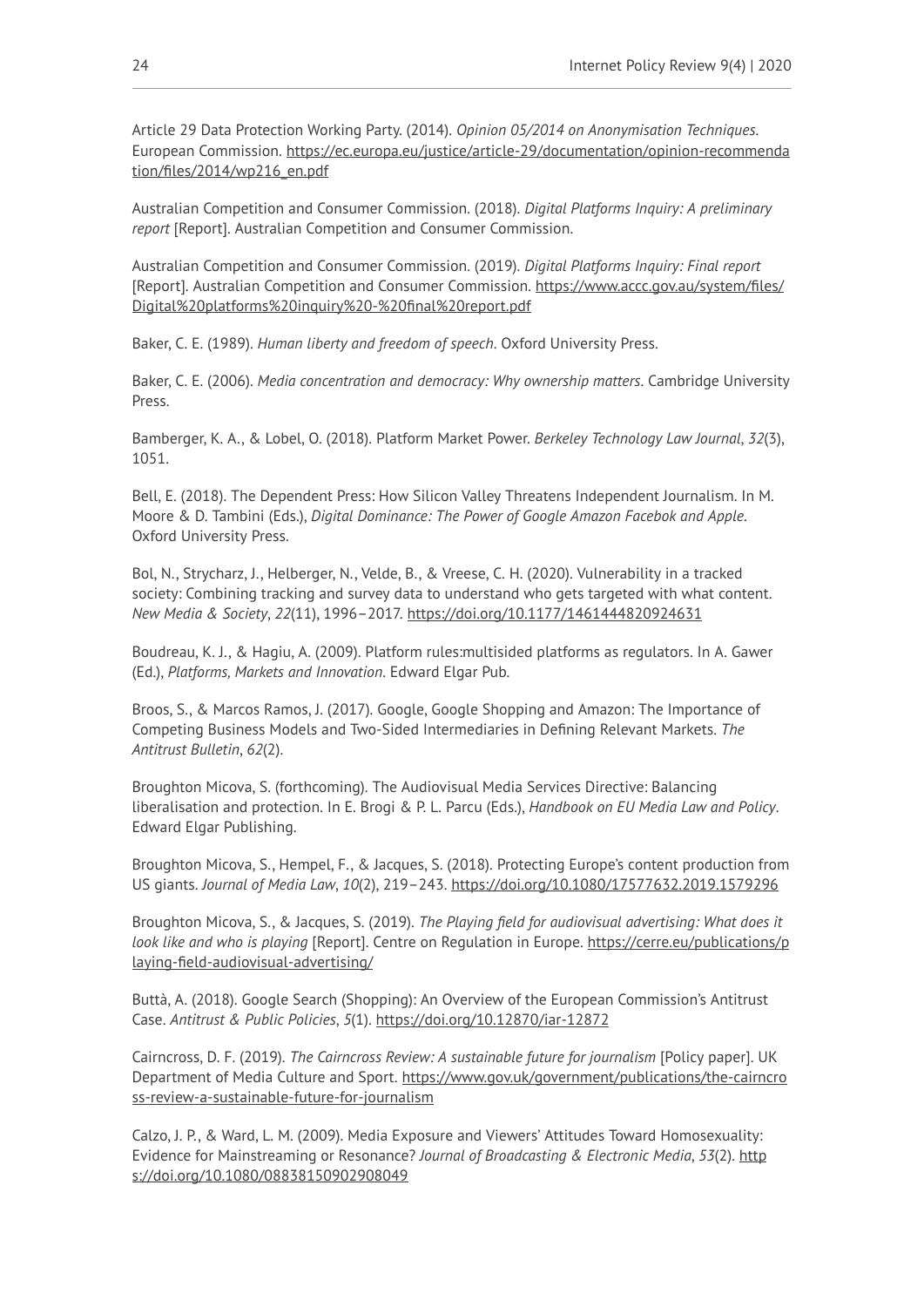Article 29 Data Protection Working Party. (2014). *Opinion 05/2014 on Anonymisation Techniques*. European Commission. https://ec.europa.eu/justice/article-29/documentation/opinion-recommendation/files/2014/wp216_en.pdf

Australian Competition and Consumer Commission. (2018). *Digital Platforms Inquiry: A preliminary report* [Report]. Australian Competition and Consumer Commission.

Australian Competition and Consumer Commission. (2019). *Digital Platforms Inquiry: Final report* [Report]. Australian Competition and Consumer Commission. https://www.accc.gov.au/system/files/Digital%20platforms%20inquiry%20-%20final%20report.pdf

Baker, C. E. (1989). *Human liberty and freedom of speech*. Oxford University Press.

Baker, C. E. (2006). *Media concentration and democracy: Why ownership matters*. Cambridge University Press.

Bamberger, K. A., & Lobel, O. (2018). Platform Market Power. *Berkeley Technology Law Journal*, *32*(3), 1051.

Bell, E. (2018). The Dependent Press: How Silicon Valley Threatens Independent Journalism. In M. Moore & D. Tambini (Eds.), *Digital Dominance: The Power of Google Amazon Facebok and Apple*. Oxford University Press.

Bol, N., Strycharz, J., Helberger, N., Velde, B., & Vreese, C. H. (2020). Vulnerability in a tracked society: Combining tracking and survey data to understand who gets targeted with what content. *New Media & Society*, *22*(11), 1996–2017. https://doi.org/10.1177/1461444820924631

Boudreau, K. J., & Hagiu, A. (2009). Platform rules:multisided platforms as regulators. In A. Gawer (Ed.), *Platforms, Markets and Innovation*. Edward Elgar Pub.

Broos, S., & Marcos Ramos, J. (2017). Google, Google Shopping and Amazon: The Importance of Competing Business Models and Two-Sided Intermediaries in Defining Relevant Markets. *The Antitrust Bulletin*, *62*(2).

Broughton Micova, S. (forthcoming). The Audiovisual Media Services Directive: Balancing liberalisation and protection. In E. Brogi & P. L. Parcu (Eds.), *Handbook on EU Media Law and Policy*. Edward Elgar Publishing.

Broughton Micova, S., Hempel, F., & Jacques, S. (2018). Protecting Europe's content production from US giants. *Journal of Media Law*, *10*(2), 219–243. https://doi.org/10.1080/17577632.2019.1579296

Broughton Micova, S., & Jacques, S. (2019). *The Playing field for audiovisual advertising: What does it look like and who is playing* [Report]. Centre on Regulation in Europe. https://cerre.eu/publications/playing-field-audiovisual-advertising/

Buttà, A. (2018). Google Search (Shopping): An Overview of the European Commission's Antitrust Case. *Antitrust & Public Policies*, *5*(1). https://doi.org/10.12870/iar-12872

Cairncross, D. F. (2019). *The Cairncross Review: A sustainable future for journalism* [Policy paper]. UK Department of Media Culture and Sport. https://www.gov.uk/government/publications/the-cairncross-review-a-sustainable-future-for-journalism

Calzo, J. P., & Ward, L. M. (2009). Media Exposure and Viewers' Attitudes Toward Homosexuality: Evidence for Mainstreaming or Resonance? *Journal of Broadcasting & Electronic Media*, *53*(2). https://doi.org/10.1080/08838150902908049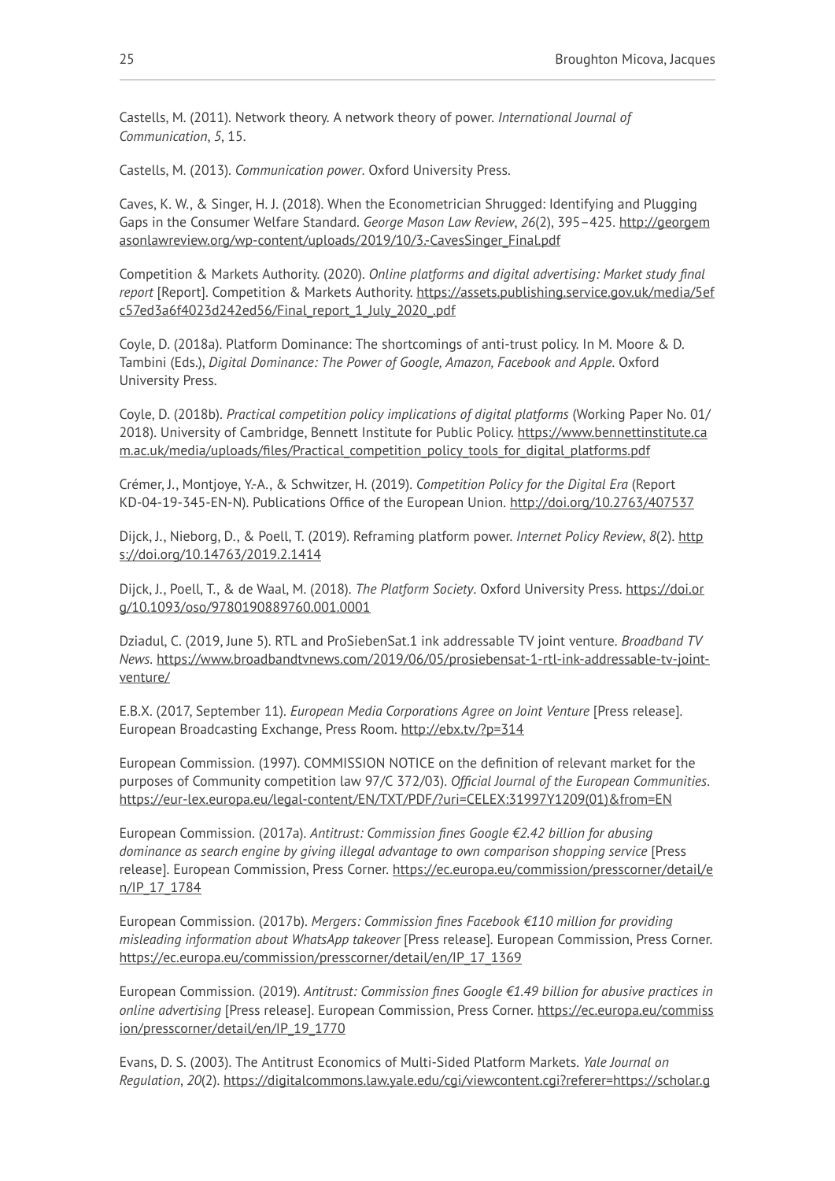Castells, M. (2011). Network theory. A network theory of power. *International Journal of Communication*, *5*, 15.

Castells, M. (2013). *Communication power*. Oxford University Press.

Caves, K. W., & Singer, H. J. (2018). When the Econometrician Shrugged: Identifying and Plugging Gaps in the Consumer Welfare Standard. *George Mason Law Review*, *26*(2), 395–425. http://georgemasonlawreview.org/wp-content/uploads/2019/10/3.-CavesSinger_Final.pdf

Competition & Markets Authority. (2020). *Online platforms and digital advertising: Market study final report* [Report]. Competition & Markets Authority. https://assets.publishing.service.gov.uk/media/5efc57ed3a6f4023d242ed56/Final_report_1_July_2020_.pdf

Coyle, D. (2018a). Platform Dominance: The shortcomings of anti-trust policy. In M. Moore & D. Tambini (Eds.), *Digital Dominance: The Power of Google, Amazon, Facebook and Apple*. Oxford University Press.

Coyle, D. (2018b). *Practical competition policy implications of digital platforms* (Working Paper No. 01/2018). University of Cambridge, Bennett Institute for Public Policy. https://www.bennettinstitute.cam.ac.uk/media/uploads/files/Practical_competition_policy_tools_for_digital_platforms.pdf

Crémer, J., Montjoye, Y.-A., & Schwitzer, H. (2019). *Competition Policy for the Digital Era* (Report KD-04-19-345-EN-N). Publications Office of the European Union. http://doi.org/10.2763/407537

Dijck, J., Nieborg, D., & Poell, T. (2019). Reframing platform power. *Internet Policy Review*, *8*(2). https://doi.org/10.14763/2019.2.1414

Dijck, J., Poell, T., & de Waal, M. (2018). *The Platform Society*. Oxford University Press. https://doi.org/10.1093/oso/9780190889760.001.0001

Dziadul, C. (2019, June 5). RTL and ProSiebenSat.1 ink addressable TV joint venture. *Broadband TV News*. https://www.broadbandtvnews.com/2019/06/05/prosiebensat-1-rtl-ink-addressable-tv-joint-venture/

E.B.X. (2017, September 11). *European Media Corporations Agree on Joint Venture* [Press release]. European Broadcasting Exchange, Press Room. http://ebx.tv/?p=314

European Commission. (1997). COMMISSION NOTICE on the definition of relevant market for the purposes of Community competition law 97/C 372/03). *Official Journal of the European Communities*. https://eur-lex.europa.eu/legal-content/EN/TXT/PDF/?uri=CELEX:31997Y1209(01)&from=EN

European Commission. (2017a). *Antitrust: Commission fines Google €2.42 billion for abusing dominance as search engine by giving illegal advantage to own comparison shopping service* [Press release]. European Commission, Press Corner. https://ec.europa.eu/commission/presscorner/detail/en/IP_17_1784

European Commission. (2017b). *Mergers: Commission fines Facebook €110 million for providing misleading information about WhatsApp takeover* [Press release]. European Commission, Press Corner. https://ec.europa.eu/commission/presscorner/detail/en/IP_17_1369

European Commission. (2019). *Antitrust: Commission fines Google €1.49 billion for abusive practices in online advertising* [Press release]. European Commission, Press Corner. https://ec.europa.eu/commission/presscorner/detail/en/IP_19_1770

Evans, D. S. (2003). The Antitrust Economics of Multi-Sided Platform Markets. *Yale Journal on Regulation*, *20*(2). https://digitalcommons.law.yale.edu/cgi/viewcontent.cgi?referer=https://scholar.g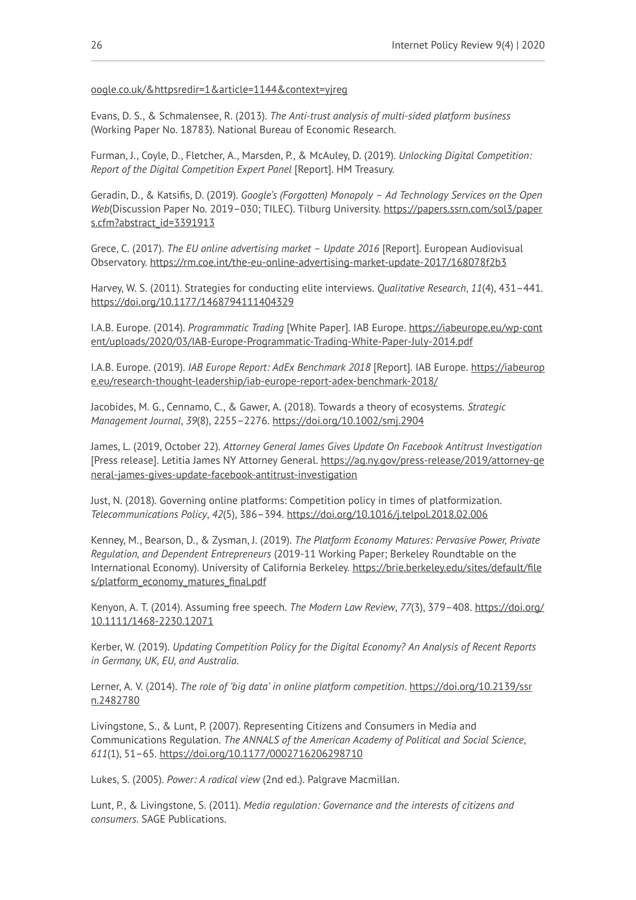oogle.co.uk/&httpsredir=1&article=1144&context=yjreg

Evans, D. S., & Schmalensee, R. (2013). *The Anti-trust analysis of multi-sided platform business* (Working Paper No. 18783). National Bureau of Economic Research.

Furman, J., Coyle, D., Fletcher, A., Marsden, P., & McAuley, D. (2019). *Unlocking Digital Competition: Report of the Digital Competition Expert Panel* [Report]. HM Treasury.

Geradin, D., & Katsifis, D. (2019). *Google's (Forgotten) Monopoly – Ad Technology Services on the Open Web*(Discussion Paper No. 2019–030; TILEC). Tilburg University. https://papers.ssrn.com/sol3/papers.cfm?abstract_id=3391913

Grece, C. (2017). *The EU online advertising market – Update 2016* [Report]. European Audiovisual Observatory. https://rm.coe.int/the-eu-online-advertising-market-update-2017/168078f2b3

Harvey, W. S. (2011). Strategies for conducting elite interviews. *Qualitative Research*, *11*(4), 431–441. https://doi.org/10.1177/1468794111404329

I.A.B. Europe. (2014). *Programmatic Trading* [White Paper]. IAB Europe. https://iabeurope.eu/wp-content/uploads/2020/03/IAB-Europe-Programmatic-Trading-White-Paper-July-2014.pdf

I.A.B. Europe. (2019). *IAB Europe Report: AdEx Benchmark 2018* [Report]. IAB Europe. https://iabeurope.eu/research-thought-leadership/iab-europe-report-adex-benchmark-2018/

Jacobides, M. G., Cennamo, C., & Gawer, A. (2018). Towards a theory of ecosystems. *Strategic Management Journal*, *39*(8), 2255–2276. https://doi.org/10.1002/smj.2904

James, L. (2019, October 22). *Attorney General James Gives Update On Facebook Antitrust Investigation* [Press release]. Letitia James NY Attorney General. https://ag.ny.gov/press-release/2019/attorney-general-james-gives-update-facebook-antitrust-investigation

Just, N. (2018). Governing online platforms: Competition policy in times of platformization. *Telecommunications Policy*, *42*(5), 386–394. https://doi.org/10.1016/j.telpol.2018.02.006

Kenney, M., Bearson, D., & Zysman, J. (2019). *The Platform Economy Matures: Pervasive Power, Private Regulation, and Dependent Entrepreneurs* (2019-11 Working Paper; Berkeley Roundtable on the International Economy). University of California Berkeley. https://brie.berkeley.edu/sites/default/files/platform_economy_matures_final.pdf

Kenyon, A. T. (2014). Assuming free speech. *The Modern Law Review*, *77*(3), 379–408. https://doi.org/10.1111/1468-2230.12071

Kerber, W. (2019). *Updating Competition Policy for the Digital Economy? An Analysis of Recent Reports in Germany, UK, EU, and Australia*.

Lerner, A. V. (2014). *The role of 'big data' in online platform competition*. https://doi.org/10.2139/ssrn.2482780

Livingstone, S., & Lunt, P. (2007). Representing Citizens and Consumers in Media and Communications Regulation. *The ANNALS of the American Academy of Political and Social Science*, *611*(1), 51–65. https://doi.org/10.1177/0002716206298710

Lukes, S. (2005). *Power: A radical view* (2nd ed.). Palgrave Macmillan.

Lunt, P., & Livingstone, S. (2011). *Media regulation: Governance and the interests of citizens and consumers*. SAGE Publications.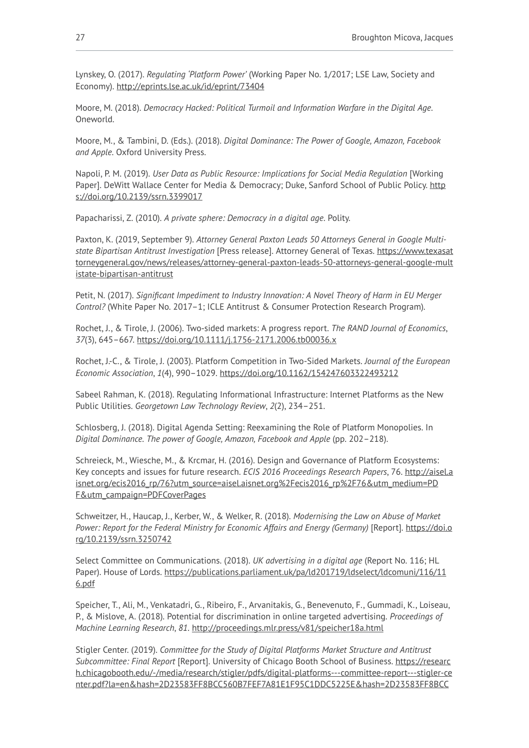Lynskey, O. (2017). *Regulating 'Platform Power'* (Working Paper No. 1/2017; LSE Law, Society and Economy). http://eprints.lse.ac.uk/id/eprint/73404

Moore, M. (2018). *Democracy Hacked: Political Turmoil and Information Warfare in the Digital Age*. Oneworld.

Moore, M., & Tambini, D. (Eds.). (2018). *Digital Dominance: The Power of Google, Amazon, Facebook and Apple*. Oxford University Press.

Napoli, P. M. (2019). *User Data as Public Resource: Implications for Social Media Regulation* [Working Paper]. DeWitt Wallace Center for Media & Democracy; Duke, Sanford School of Public Policy. https://doi.org/10.2139/ssrn.3399017

Papacharissi, Z. (2010). *A private sphere: Democracy in a digital age*. Polity.

Paxton, K. (2019, September 9). *Attorney General Paxton Leads 50 Attorneys General in Google Multi-state Bipartisan Antitrust Investigation* [Press release]. Attorney General of Texas. https://www.texasattorneygeneral.gov/news/releases/attorney-general-paxton-leads-50-attorneys-general-google-multistate-bipartisan-antitrust

Petit, N. (2017). *Significant Impediment to Industry Innovation: A Novel Theory of Harm in EU Merger Control?* (White Paper No. 2017–1; ICLE Antitrust & Consumer Protection Research Program).

Rochet, J., & Tirole, J. (2006). Two-sided markets: A progress report. *The RAND Journal of Economics*, *37*(3), 645–667. https://doi.org/10.1111/j.1756-2171.2006.tb00036.x

Rochet, J.-C., & Tirole, J. (2003). Platform Competition in Two-Sided Markets. *Journal of the European Economic Association*, *1*(4), 990–1029. https://doi.org/10.1162/154247603322493212

Sabeel Rahman, K. (2018). Regulating Informational Infrastructure: Internet Platforms as the New Public Utilities. *Georgetown Law Technology Review*, *2*(2), 234–251.

Schlosberg, J. (2018). Digital Agenda Setting: Reexamining the Role of Platform Monopolies. In *Digital Dominance. The power of Google, Amazon, Facebook and Apple* (pp. 202–218).

Schreieck, M., Wiesche, M., & Krcmar, H. (2016). Design and Governance of Platform Ecosystems: Key concepts and issues for future research. *ECIS 2016 Proceedings Research Papers*, 76. http://aisel.aisnet.org/ecis2016_rp/76?utm_source=aisel.aisnet.org%2Fecis2016_rp%2F76&utm_medium=PDF&utm_campaign=PDFCoverPages

Schweitzer, H., Haucap, J., Kerber, W., & Welker, R. (2018). *Modernising the Law on Abuse of Market Power: Report for the Federal Ministry for Economic Affairs and Energy (Germany)* [Report]. https://doi.org/10.2139/ssrn.3250742

Select Committee on Communications. (2018). *UK advertising in a digital age* (Report No. 116; HL Paper). House of Lords. https://publications.parliament.uk/pa/ld201719/ldselect/ldcomuni/116/116.pdf

Speicher, T., Ali, M., Venkatadri, G., Ribeiro, F., Arvanitakis, G., Benevenuto, F., Gummadi, K., Loiseau, P., & Mislove, A. (2018). Potential for discrimination in online targeted advertising. *Proceedings of Machine Learning Research*, *81*. http://proceedings.mlr.press/v81/speicher18a.html

Stigler Center. (2019). *Committee for the Study of Digital Platforms Market Structure and Antitrust Subcommittee: Final Report* [Report]. University of Chicago Booth School of Business. https://research.chicagobooth.edu/-/media/research/stigler/pdfs/digital-platforms---committee-report---stigler-center.pdf?la=en&hash=2D23583FF8BCC560B7FEF7A81E1F95C1DDC5225E&hash=2D23583FF8BCC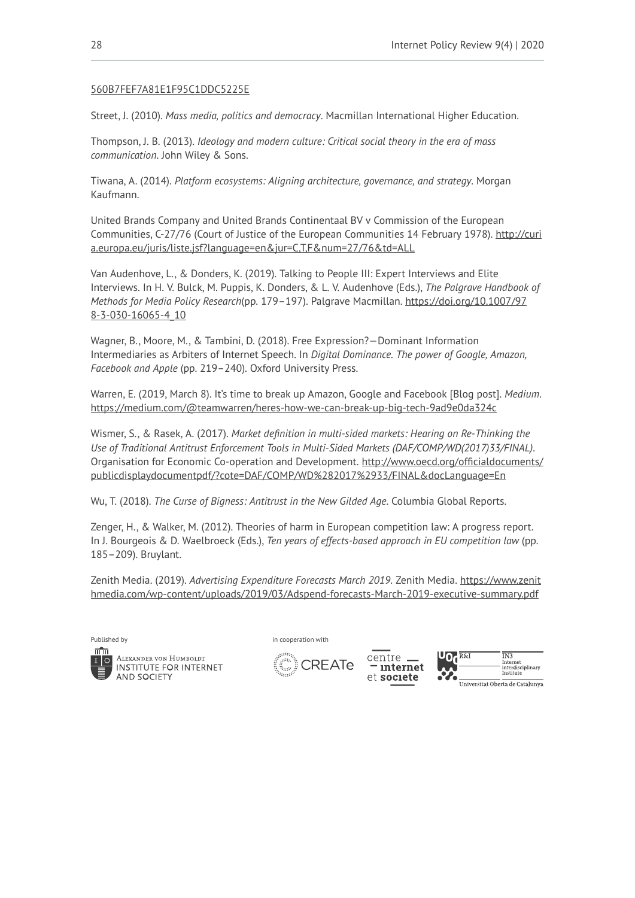560B7FEF7A81E1F95C1DDC5225E

Street, J. (2010). *Mass media, politics and democracy*. Macmillan International Higher Education.

Thompson, J. B. (2013). *Ideology and modern culture: Critical social theory in the era of mass communication*. John Wiley & Sons.

Tiwana, A. (2014). *Platform ecosystems: Aligning architecture, governance, and strategy*. Morgan Kaufmann.

United Brands Company and United Brands Continentaal BV v Commission of the European Communities, C-27/76 (Court of Justice of the European Communities 14 February 1978). http://curia.europa.eu/juris/liste.jsf?language=en&jur=C,T,F&num=27/76&td=ALL

Van Audenhove, L., & Donders, K. (2019). Talking to People III: Expert Interviews and Elite Interviews. In H. V. Bulck, M. Puppis, K. Donders, & L. V. Audenhove (Eds.), *The Palgrave Handbook of Methods for Media Policy Research*(pp. 179–197). Palgrave Macmillan. https://doi.org/10.1007/978-3-030-16065-4_10

Wagner, B., Moore, M., & Tambini, D. (2018). Free Expression?—Dominant Information Intermediaries as Arbiters of Internet Speech. In *Digital Dominance. The power of Google, Amazon, Facebook and Apple* (pp. 219–240). Oxford University Press.

Warren, E. (2019, March 8). It's time to break up Amazon, Google and Facebook [Blog post]. *Medium*. https://medium.com/@teamwarren/heres-how-we-can-break-up-big-tech-9ad9e0da324c

Wismer, S., & Rasek, A. (2017). *Market definition in multi-sided markets: Hearing on Re-Thinking the Use of Traditional Antitrust Enforcement Tools in Multi-Sided Markets (DAF/COMP/WD(2017)33/FINAL)*. Organisation for Economic Co-operation and Development. http://www.oecd.org/officialdocuments/publicdisplaydocumentpdf/?cote=DAF/COMP/WD%282017%2933/FINAL&docLanguage=En

Wu, T. (2018). *The Curse of Bigness: Antitrust in the New Gilded Age*. Columbia Global Reports.

Zenger, H., & Walker, M. (2012). Theories of harm in European competition law: A progress report. In J. Bourgeois & D. Waelbroeck (Eds.), *Ten years of effects-based approach in EU competition law* (pp. 185–209). Bruylant.

Zenith Media. (2019). *Advertising Expenditure Forecasts March 2019*. Zenith Media. https://www.zenithmedia.com/wp-content/uploads/2019/03/Adspend-forecasts-March-2019-executive-summary.pdf

Published by

Alexander von Humboldt Institute for Internet and Society

in cooperation with

CREATe

centre internet et société

UOC R&I IN3 Internet Interdisciplinary Institute

Universitat Oberta de Catalunya